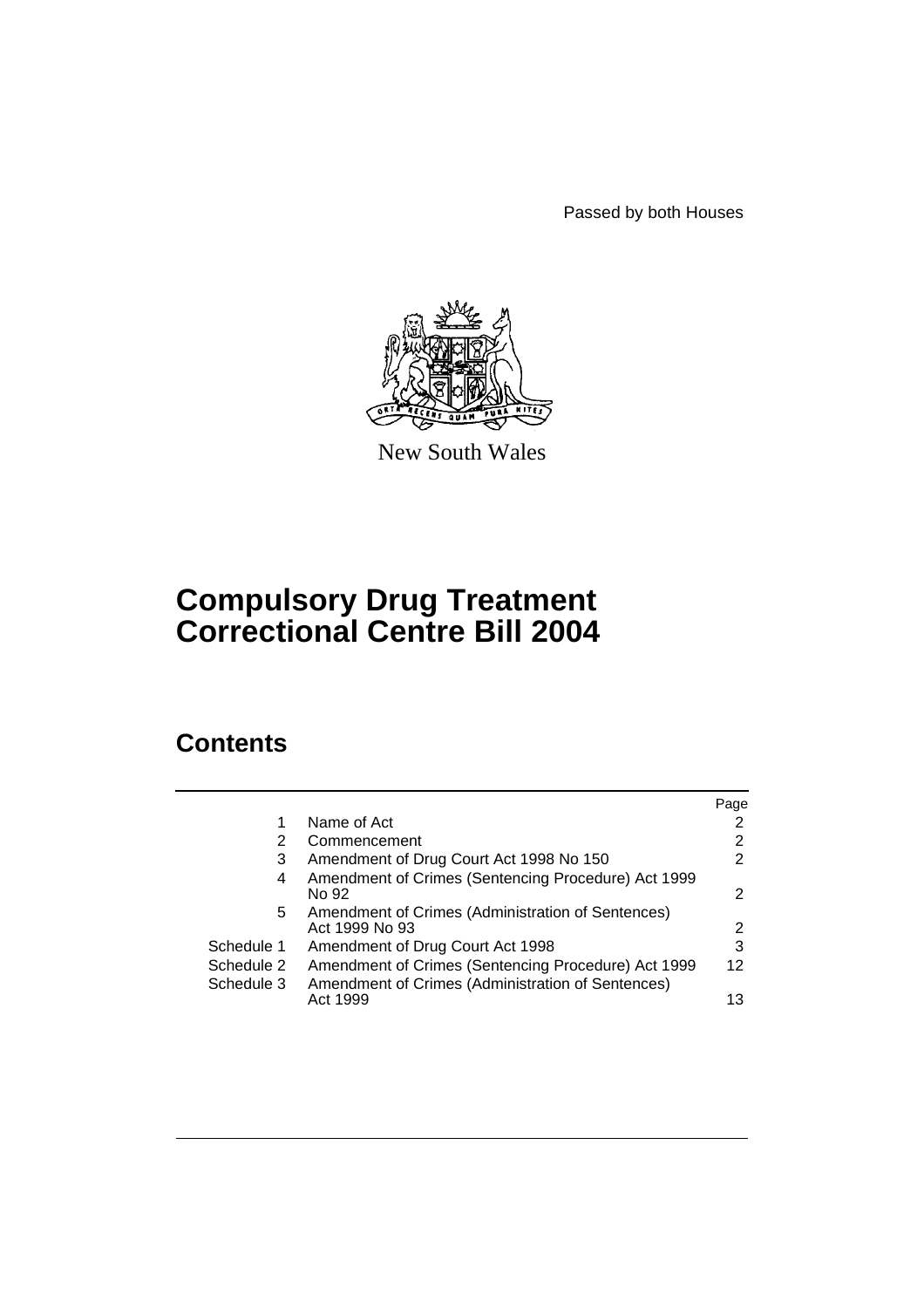Passed by both Houses

New South Wales

# Compulsory Drug Treatment Correctional Centre Bill 2004

## Contents

| | | Page |
|---|---|---|
| 1 | Name of Act | 2 |
| 2 | Commencement | 2 |
| 3 | Amendment of Drug Court Act 1998 No 150 | 2 |
| 4 | Amendment of Crimes (Sentencing Procedure) Act 1999 No 92 | 2 |
| 5 | Amendment of Crimes (Administration of Sentences) Act 1999 No 93 | 2 |
| Schedule 1 | Amendment of Drug Court Act 1998 | 3 |
| Schedule 2 | Amendment of Crimes (Sentencing Procedure) Act 1999 | 12 |
| Schedule 3 | Amendment of Crimes (Administration of Sentences) Act 1999 | 13 |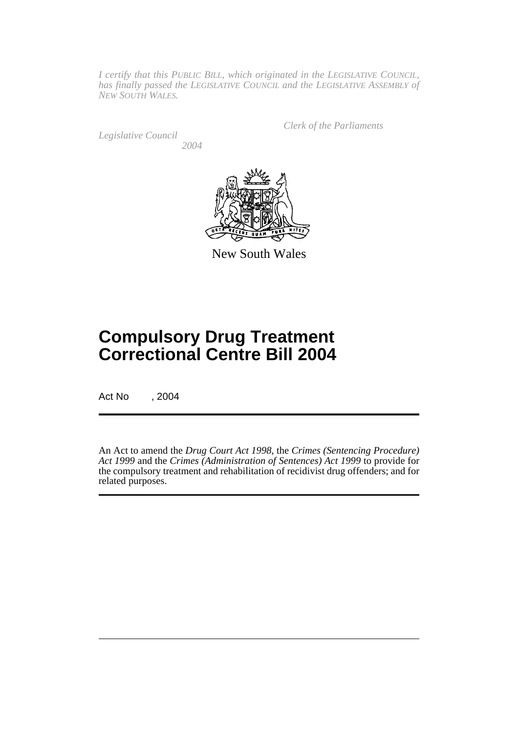*I certify that this PUBLIC BILL, which originated in the LEGISLATIVE COUNCIL, has finally passed the LEGISLATIVE COUNCIL and the LEGISLATIVE ASSEMBLY of NEW SOUTH WALES.*

*Clerk of the Parliaments*

*Legislative Council*

*2004*

New South Wales

# Compulsory Drug Treatment Correctional Centre Bill 2004

Act No , 2004

An Act to amend the *Drug Court Act 1998*, the *Crimes (Sentencing Procedure) Act 1999* and the *Crimes (Administration of Sentences) Act 1999* to provide for the compulsory treatment and rehabilitation of recidivist drug offenders; and for related purposes.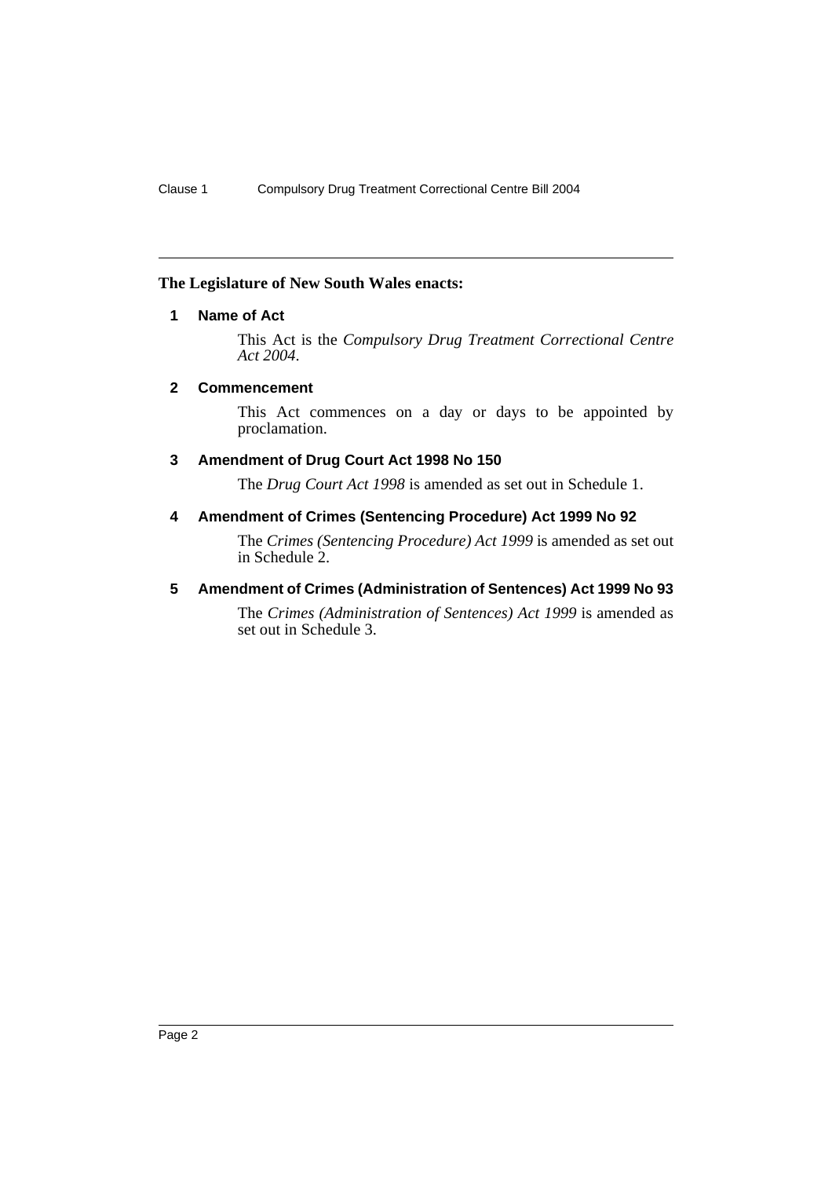**The Legislature of New South Wales enacts:**

## 1 Name of Act

This Act is the *Compulsory Drug Treatment Correctional Centre Act 2004*.

## 2 Commencement

This Act commences on a day or days to be appointed by proclamation.

## 3 Amendment of Drug Court Act 1998 No 150

The *Drug Court Act 1998* is amended as set out in Schedule 1.

## 4 Amendment of Crimes (Sentencing Procedure) Act 1999 No 92

The *Crimes (Sentencing Procedure) Act 1999* is amended as set out in Schedule 2.

## 5 Amendment of Crimes (Administration of Sentences) Act 1999 No 93

The *Crimes (Administration of Sentences) Act 1999* is amended as set out in Schedule 3.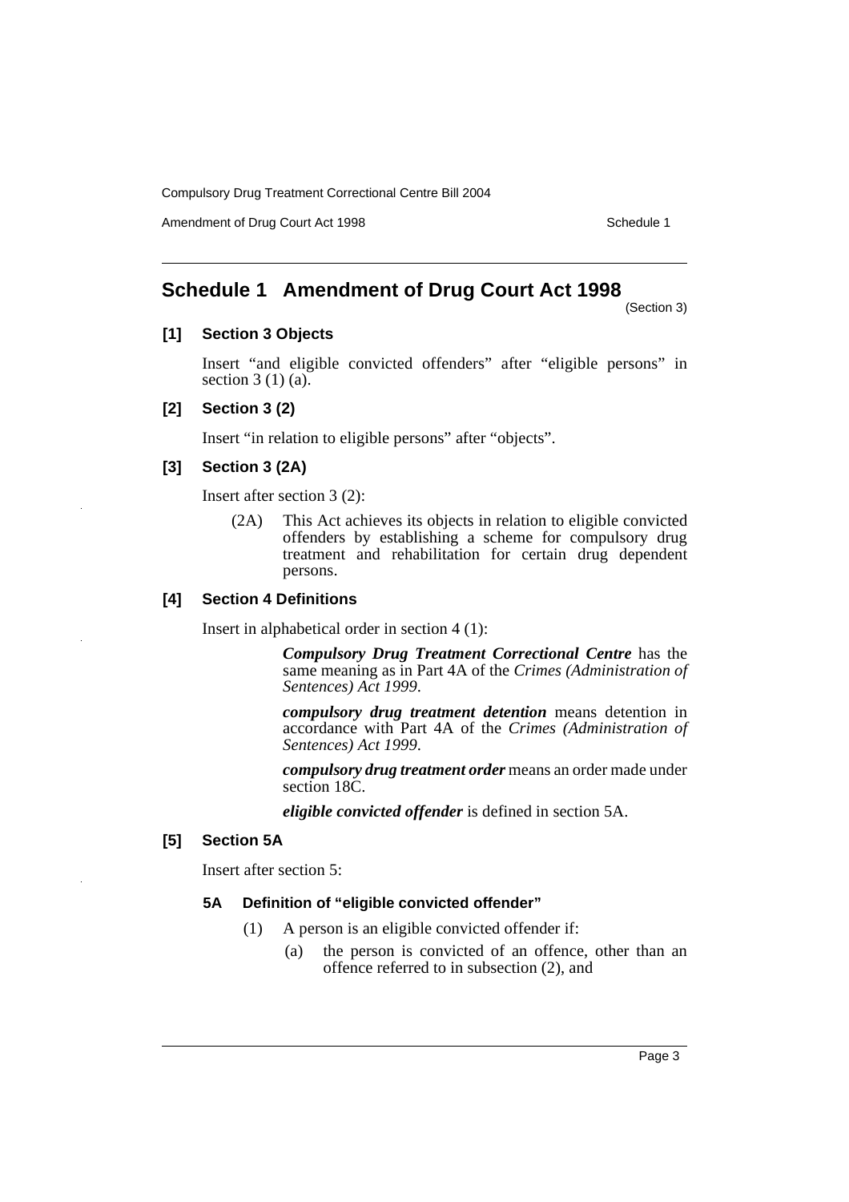## Schedule 1 Amendment of Drug Court Act 1998

(Section 3)

**[1] Section 3 Objects**

Insert "and eligible convicted offenders" after "eligible persons" in section 3 (1) (a).

**[2] Section 3 (2)**

Insert "in relation to eligible persons" after "objects".

**[3] Section 3 (2A)**

Insert after section 3 (2):

(2A) This Act achieves its objects in relation to eligible convicted offenders by establishing a scheme for compulsory drug treatment and rehabilitation for certain drug dependent persons.

**[4] Section 4 Definitions**

Insert in alphabetical order in section 4 (1):

***Compulsory Drug Treatment Correctional Centre*** has the same meaning as in Part 4A of the *Crimes (Administration of Sentences) Act 1999*.

***compulsory drug treatment detention*** means detention in accordance with Part 4A of the *Crimes (Administration of Sentences) Act 1999*.

***compulsory drug treatment order*** means an order made under section 18C.

***eligible convicted offender*** is defined in section 5A.

**[5] Section 5A**

Insert after section 5:

**5A Definition of "eligible convicted offender"**

(1) A person is an eligible convicted offender if:

(a) the person is convicted of an offence, other than an offence referred to in subsection (2), and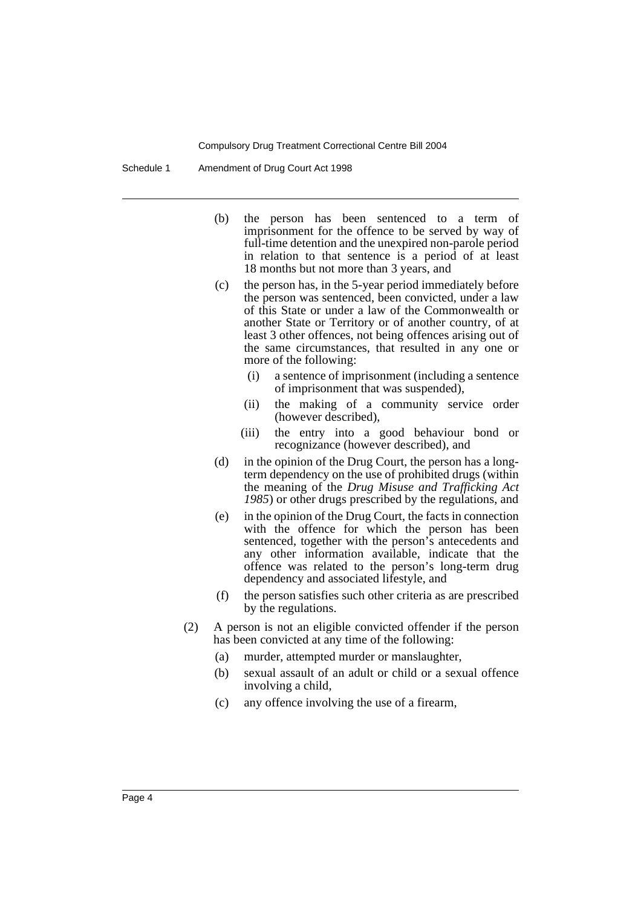(b) the person has been sentenced to a term of imprisonment for the offence to be served by way of full-time detention and the unexpired non-parole period in relation to that sentence is a period of at least 18 months but not more than 3 years, and

(c) the person has, in the 5-year period immediately before the person was sentenced, been convicted, under a law of this State or under a law of the Commonwealth or another State or Territory or of another country, of at least 3 other offences, not being offences arising out of the same circumstances, that resulted in any one or more of the following:

(i) a sentence of imprisonment (including a sentence of imprisonment that was suspended),

(ii) the making of a community service order (however described),

(iii) the entry into a good behaviour bond or recognizance (however described), and

(d) in the opinion of the Drug Court, the person has a long-term dependency on the use of prohibited drugs (within the meaning of the *Drug Misuse and Trafficking Act 1985*) or other drugs prescribed by the regulations, and

(e) in the opinion of the Drug Court, the facts in connection with the offence for which the person has been sentenced, together with the person's antecedents and any other information available, indicate that the offence was related to the person's long-term drug dependency and associated lifestyle, and

(f) the person satisfies such other criteria as are prescribed by the regulations.

(2) A person is not an eligible convicted offender if the person has been convicted at any time of the following:

(a) murder, attempted murder or manslaughter,

(b) sexual assault of an adult or child or a sexual offence involving a child,

(c) any offence involving the use of a firearm,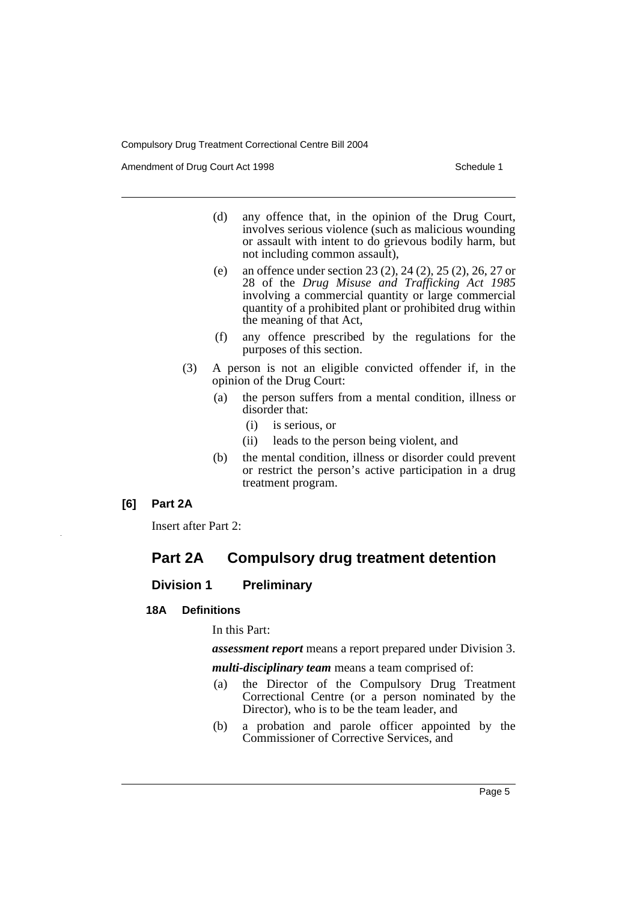(d) any offence that, in the opinion of the Drug Court, involves serious violence (such as malicious wounding or assault with intent to do grievous bodily harm, but not including common assault),

(e) an offence under section 23 (2), 24 (2), 25 (2), 26, 27 or 28 of the *Drug Misuse and Trafficking Act 1985* involving a commercial quantity or large commercial quantity of a prohibited plant or prohibited drug within the meaning of that Act,

(f) any offence prescribed by the regulations for the purposes of this section.

(3) A person is not an eligible convicted offender if, in the opinion of the Drug Court:

(a) the person suffers from a mental condition, illness or disorder that:

(i) is serious, or

(ii) leads to the person being violent, and

(b) the mental condition, illness or disorder could prevent or restrict the person's active participation in a drug treatment program.

**[6] Part 2A**

Insert after Part 2:

## Part 2A Compulsory drug treatment detention

### Division 1 Preliminary

#### 18A Definitions

In this Part:

***assessment report*** means a report prepared under Division 3.

***multi-disciplinary team*** means a team comprised of:

(a) the Director of the Compulsory Drug Treatment Correctional Centre (or a person nominated by the Director), who is to be the team leader, and

(b) a probation and parole officer appointed by the Commissioner of Corrective Services, and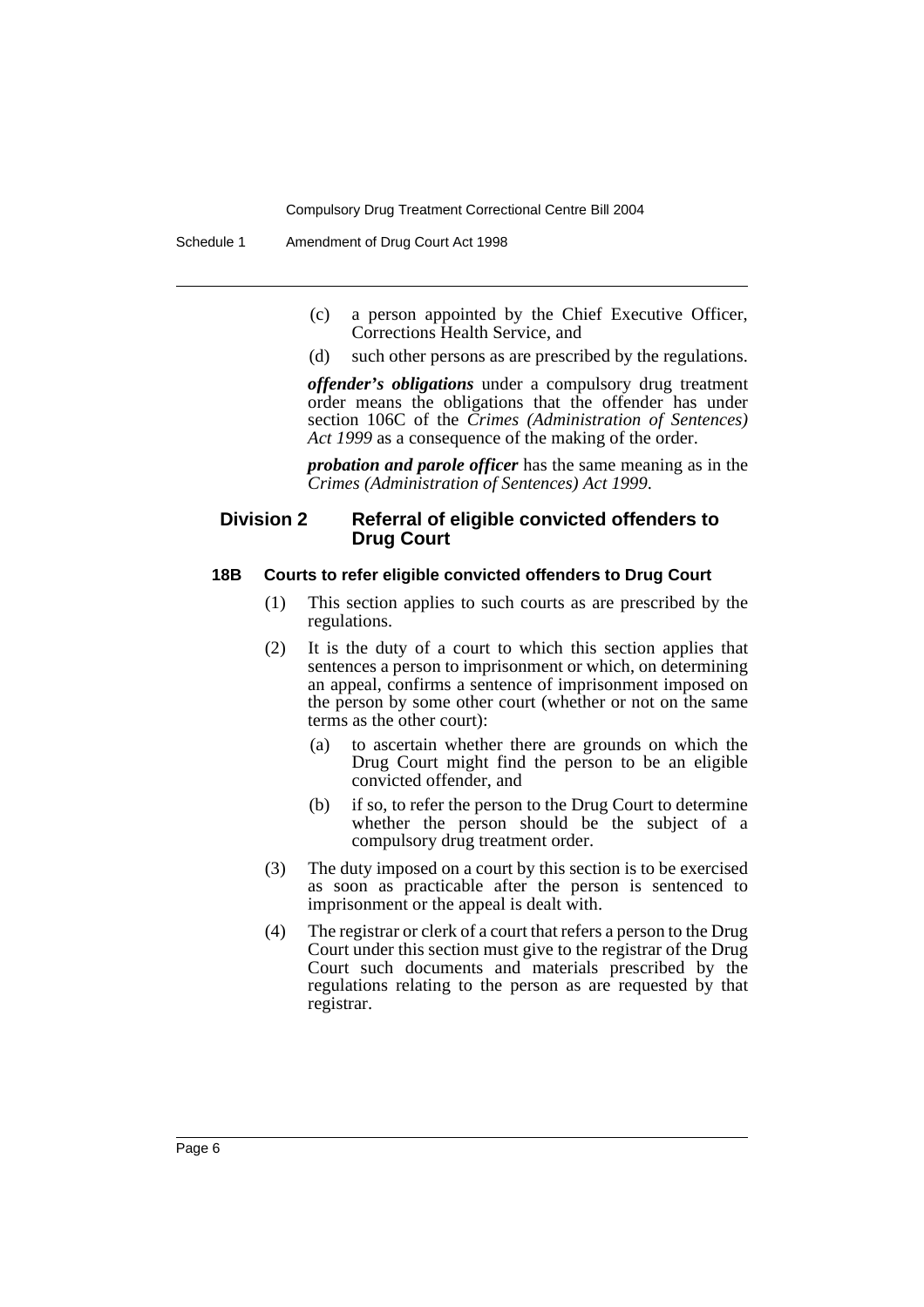(c) a person appointed by the Chief Executive Officer, Corrections Health Service, and

(d) such other persons as are prescribed by the regulations.

***offender's obligations*** under a compulsory drug treatment order means the obligations that the offender has under section 106C of the *Crimes (Administration of Sentences) Act 1999* as a consequence of the making of the order.

***probation and parole officer*** has the same meaning as in the *Crimes (Administration of Sentences) Act 1999*.

## Division 2 Referral of eligible convicted offenders to Drug Court

### 18B Courts to refer eligible convicted offenders to Drug Court

(1) This section applies to such courts as are prescribed by the regulations.

(2) It is the duty of a court to which this section applies that sentences a person to imprisonment or which, on determining an appeal, confirms a sentence of imprisonment imposed on the person by some other court (whether or not on the same terms as the other court):

(a) to ascertain whether there are grounds on which the Drug Court might find the person to be an eligible convicted offender, and

(b) if so, to refer the person to the Drug Court to determine whether the person should be the subject of a compulsory drug treatment order.

(3) The duty imposed on a court by this section is to be exercised as soon as practicable after the person is sentenced to imprisonment or the appeal is dealt with.

(4) The registrar or clerk of a court that refers a person to the Drug Court under this section must give to the registrar of the Drug Court such documents and materials prescribed by the regulations relating to the person as are requested by that registrar.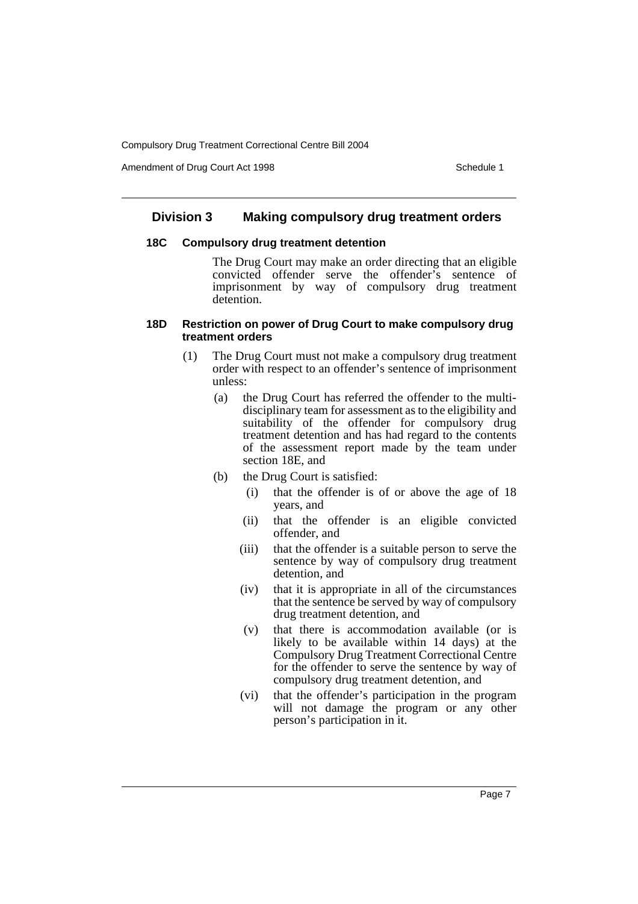## Division 3 Making compulsory drug treatment orders

### 18C Compulsory drug treatment detention

The Drug Court may make an order directing that an eligible convicted offender serve the offender's sentence of imprisonment by way of compulsory drug treatment detention.

### 18D Restriction on power of Drug Court to make compulsory drug treatment orders

(1) The Drug Court must not make a compulsory drug treatment order with respect to an offender's sentence of imprisonment unless:

- (a) the Drug Court has referred the offender to the multi-disciplinary team for assessment as to the eligibility and suitability of the offender for compulsory drug treatment detention and has had regard to the contents of the assessment report made by the team under section 18E, and
- (b) the Drug Court is satisfied:
  - (i) that the offender is of or above the age of 18 years, and
  - (ii) that the offender is an eligible convicted offender, and
  - (iii) that the offender is a suitable person to serve the sentence by way of compulsory drug treatment detention, and
  - (iv) that it is appropriate in all of the circumstances that the sentence be served by way of compulsory drug treatment detention, and
  - (v) that there is accommodation available (or is likely to be available within 14 days) at the Compulsory Drug Treatment Correctional Centre for the offender to serve the sentence by way of compulsory drug treatment detention, and
  - (vi) that the offender's participation in the program will not damage the program or any other person's participation in it.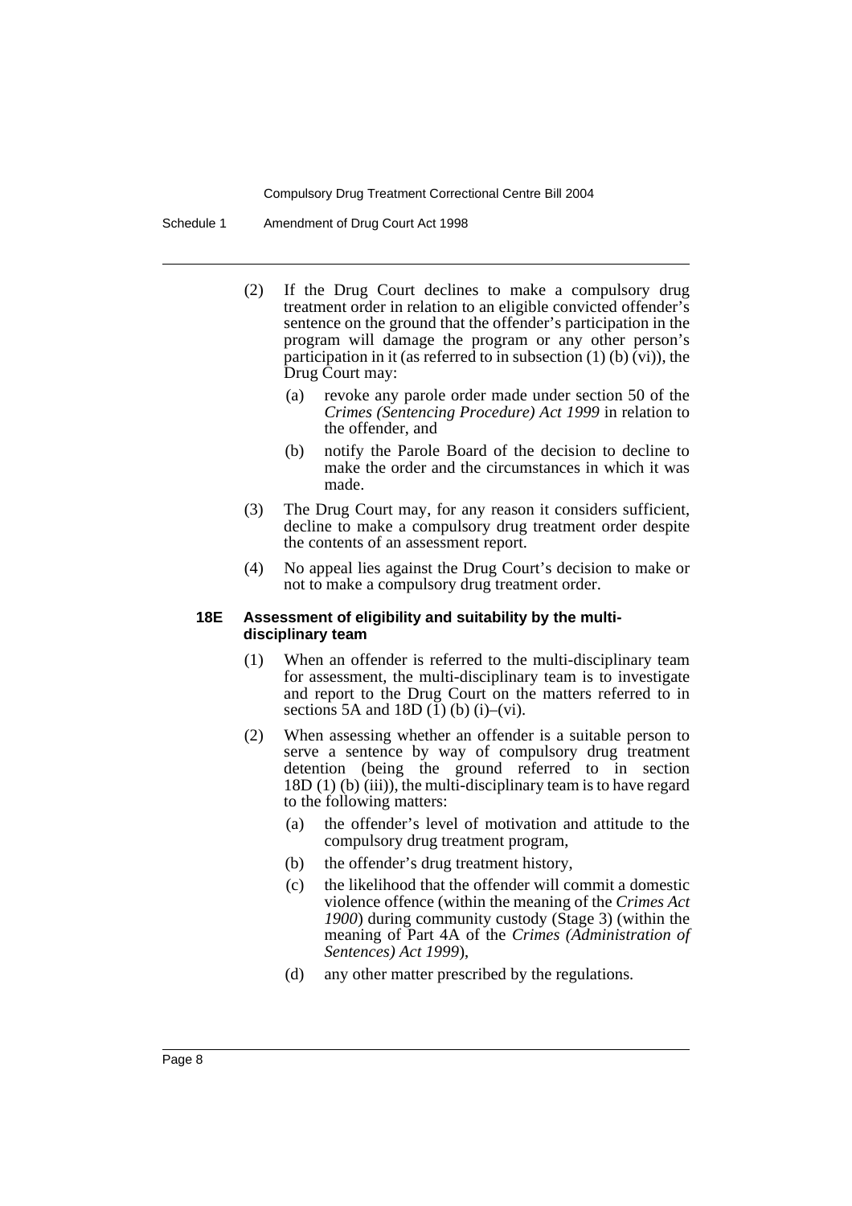(2) If the Drug Court declines to make a compulsory drug treatment order in relation to an eligible convicted offender's sentence on the ground that the offender's participation in the program will damage the program or any other person's participation in it (as referred to in subsection (1) (b) (vi)), the Drug Court may:

(a) revoke any parole order made under section 50 of the *Crimes (Sentencing Procedure) Act 1999* in relation to the offender, and

(b) notify the Parole Board of the decision to decline to make the order and the circumstances in which it was made.

(3) The Drug Court may, for any reason it considers sufficient, decline to make a compulsory drug treatment order despite the contents of an assessment report.

(4) No appeal lies against the Drug Court's decision to make or not to make a compulsory drug treatment order.

#### 18E Assessment of eligibility and suitability by the multi-disciplinary team

(1) When an offender is referred to the multi-disciplinary team for assessment, the multi-disciplinary team is to investigate and report to the Drug Court on the matters referred to in sections 5A and 18D (1) (b) (i)–(vi).

(2) When assessing whether an offender is a suitable person to serve a sentence by way of compulsory drug treatment detention (being the ground referred to in section 18D (1) (b) (iii)), the multi-disciplinary team is to have regard to the following matters:

(a) the offender's level of motivation and attitude to the compulsory drug treatment program,

(b) the offender's drug treatment history,

(c) the likelihood that the offender will commit a domestic violence offence (within the meaning of the *Crimes Act 1900*) during community custody (Stage 3) (within the meaning of Part 4A of the *Crimes (Administration of Sentences) Act 1999*),

(d) any other matter prescribed by the regulations.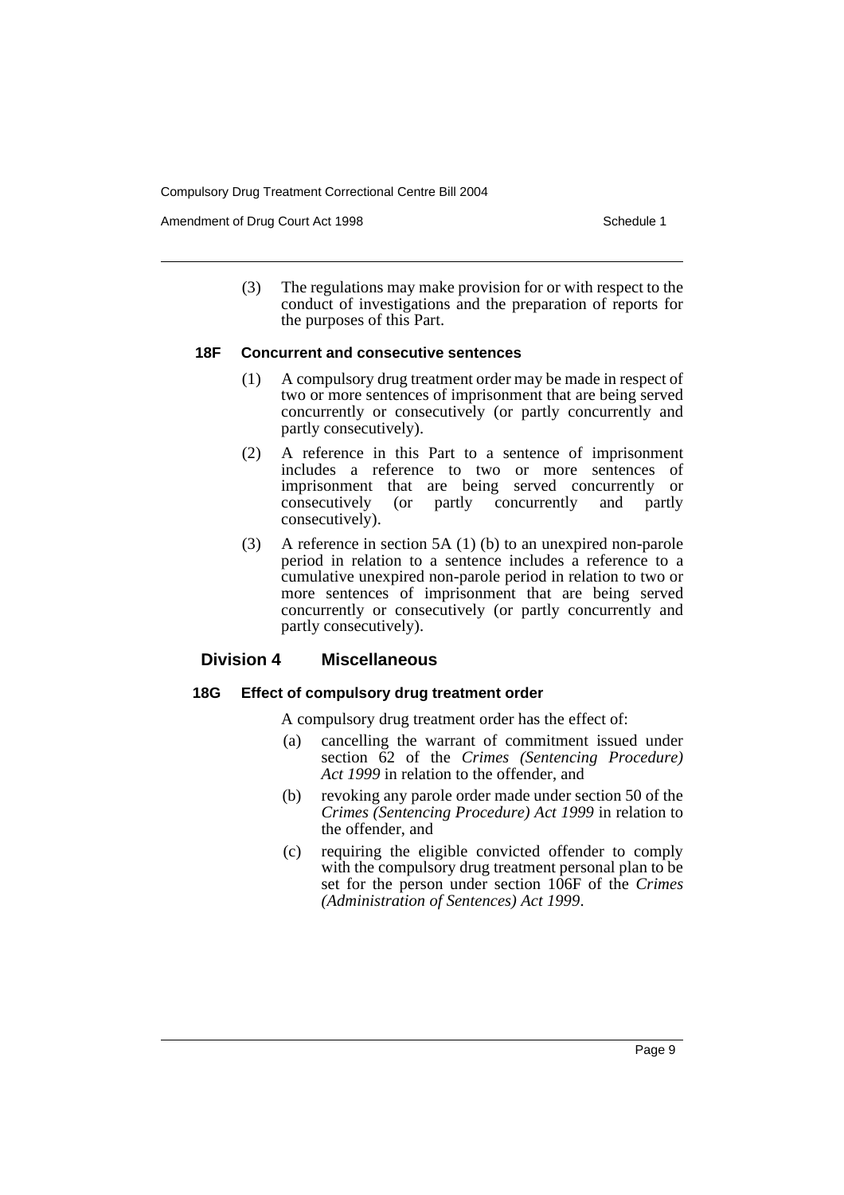(3) The regulations may make provision for or with respect to the conduct of investigations and the preparation of reports for the purposes of this Part.

#### 18F Concurrent and consecutive sentences

(1) A compulsory drug treatment order may be made in respect of two or more sentences of imprisonment that are being served concurrently or consecutively (or partly concurrently and partly consecutively).

(2) A reference in this Part to a sentence of imprisonment includes a reference to two or more sentences of imprisonment that are being served concurrently or consecutively (or partly concurrently and partly consecutively).

(3) A reference in section 5A (1) (b) to an unexpired non-parole period in relation to a sentence includes a reference to a cumulative unexpired non-parole period in relation to two or more sentences of imprisonment that are being served concurrently or consecutively (or partly concurrently and partly consecutively).

### Division 4 Miscellaneous

#### 18G Effect of compulsory drug treatment order

A compulsory drug treatment order has the effect of:

(a) cancelling the warrant of commitment issued under section 62 of the *Crimes (Sentencing Procedure) Act 1999* in relation to the offender, and

(b) revoking any parole order made under section 50 of the *Crimes (Sentencing Procedure) Act 1999* in relation to the offender, and

(c) requiring the eligible convicted offender to comply with the compulsory drug treatment personal plan to be set for the person under section 106F of the *Crimes (Administration of Sentences) Act 1999*.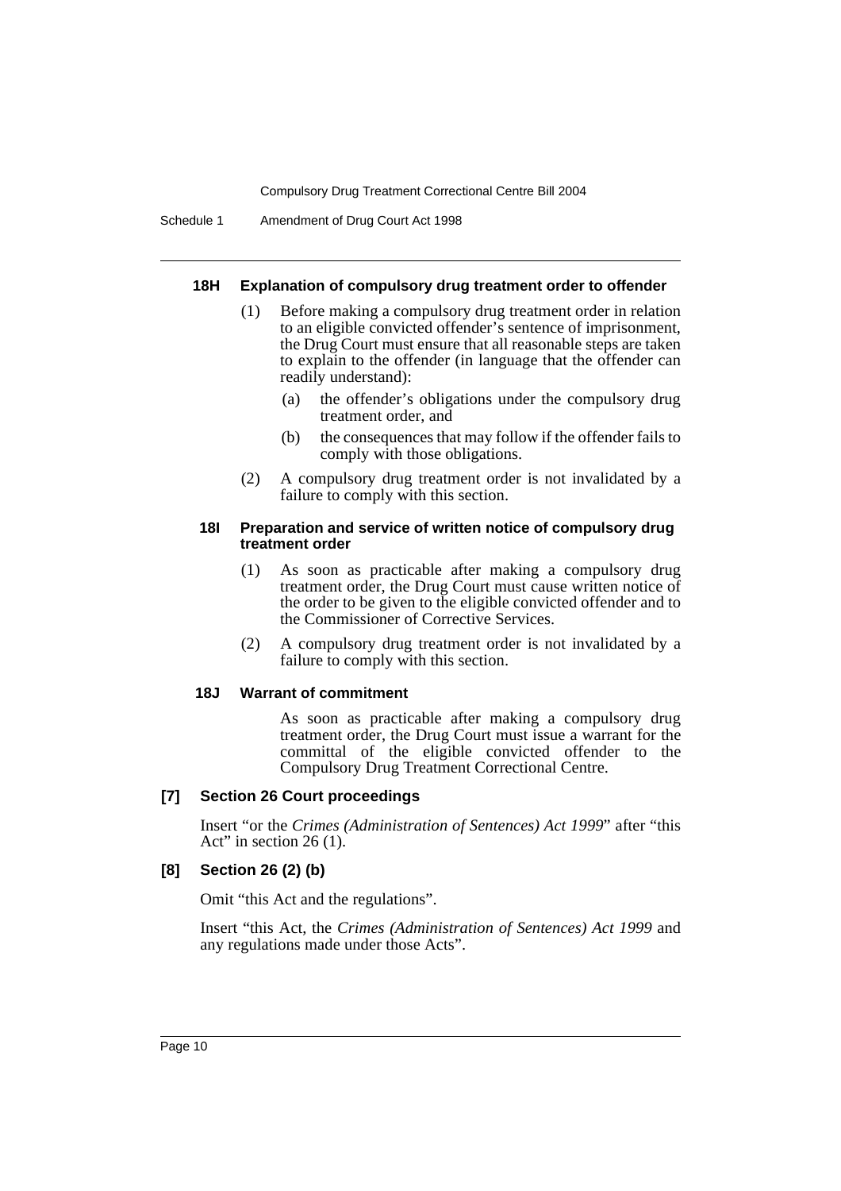#### 18H Explanation of compulsory drug treatment order to offender

(1) Before making a compulsory drug treatment order in relation to an eligible convicted offender's sentence of imprisonment, the Drug Court must ensure that all reasonable steps are taken to explain to the offender (in language that the offender can readily understand):

  (a) the offender's obligations under the compulsory drug treatment order, and

  (b) the consequences that may follow if the offender fails to comply with those obligations.

(2) A compulsory drug treatment order is not invalidated by a failure to comply with this section.

#### 18I Preparation and service of written notice of compulsory drug treatment order

(1) As soon as practicable after making a compulsory drug treatment order, the Drug Court must cause written notice of the order to be given to the eligible convicted offender and to the Commissioner of Corrective Services.

(2) A compulsory drug treatment order is not invalidated by a failure to comply with this section.

#### 18J Warrant of commitment

As soon as practicable after making a compulsory drug treatment order, the Drug Court must issue a warrant for the committal of the eligible convicted offender to the Compulsory Drug Treatment Correctional Centre.

### [7] Section 26 Court proceedings

Insert "or the *Crimes (Administration of Sentences) Act 1999*" after "this Act" in section 26 (1).

### [8] Section 26 (2) (b)

Omit "this Act and the regulations".

Insert "this Act, the *Crimes (Administration of Sentences) Act 1999* and any regulations made under those Acts".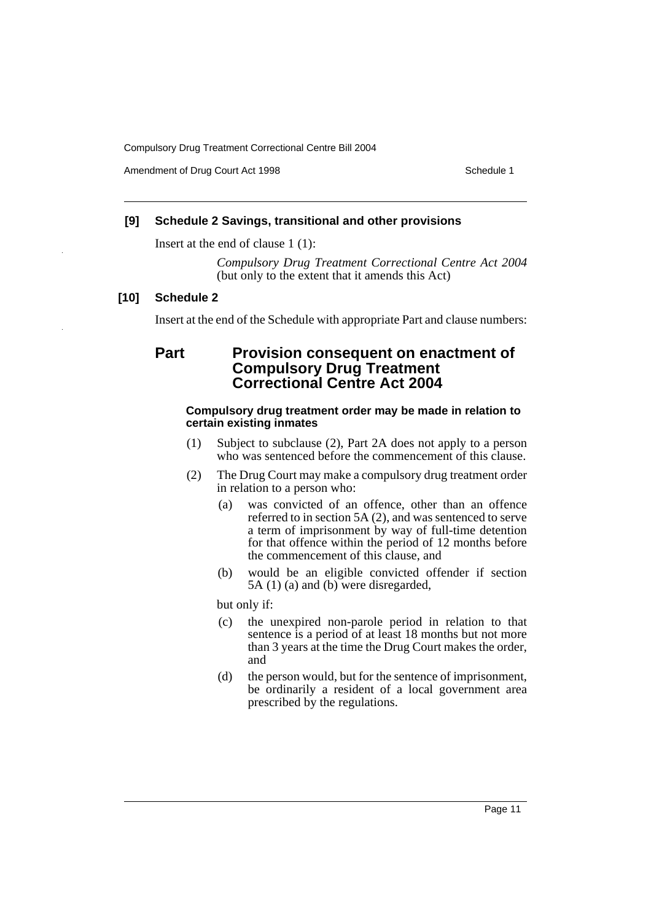**[9] Schedule 2 Savings, transitional and other provisions**

Insert at the end of clause 1 (1):

> *Compulsory Drug Treatment Correctional Centre Act 2004* (but only to the extent that it amends this Act)

**[10] Schedule 2**

Insert at the end of the Schedule with appropriate Part and clause numbers:

## Part Provision consequent on enactment of Compulsory Drug Treatment Correctional Centre Act 2004

#### Compulsory drug treatment order may be made in relation to certain existing inmates

(1) Subject to subclause (2), Part 2A does not apply to a person who was sentenced before the commencement of this clause.

(2) The Drug Court may make a compulsory drug treatment order in relation to a person who:

- (a) was convicted of an offence, other than an offence referred to in section 5A (2), and was sentenced to serve a term of imprisonment by way of full-time detention for that offence within the period of 12 months before the commencement of this clause, and
- (b) would be an eligible convicted offender if section 5A (1) (a) and (b) were disregarded,

but only if:

- (c) the unexpired non-parole period in relation to that sentence is a period of at least 18 months but not more than 3 years at the time the Drug Court makes the order, and
- (d) the person would, but for the sentence of imprisonment, be ordinarily a resident of a local government area prescribed by the regulations.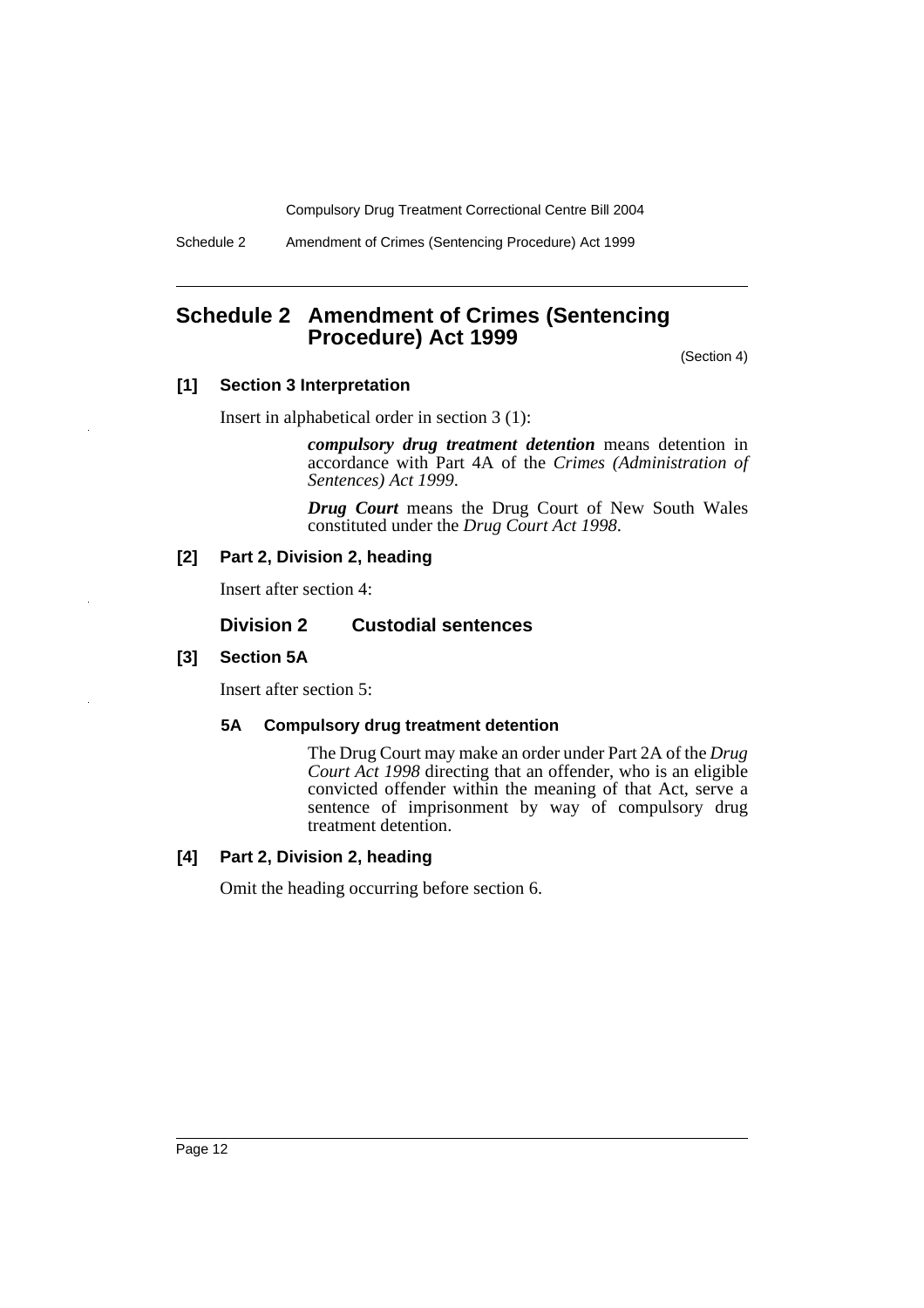# Schedule 2 Amendment of Crimes (Sentencing Procedure) Act 1999

(Section 4)

**[1] Section 3 Interpretation**

Insert in alphabetical order in section 3 (1):

> ***compulsory drug treatment detention*** means detention in accordance with Part 4A of the *Crimes (Administration of Sentences) Act 1999*.
>
> ***Drug Court*** means the Drug Court of New South Wales constituted under the *Drug Court Act 1998*.

**[2] Part 2, Division 2, heading**

Insert after section 4:

> **Division 2 Custodial sentences**

**[3] Section 5A**

Insert after section 5:

> **5A Compulsory drug treatment detention**
>
> The Drug Court may make an order under Part 2A of the *Drug Court Act 1998* directing that an offender, who is an eligible convicted offender within the meaning of that Act, serve a sentence of imprisonment by way of compulsory drug treatment detention.

**[4] Part 2, Division 2, heading**

Omit the heading occurring before section 6.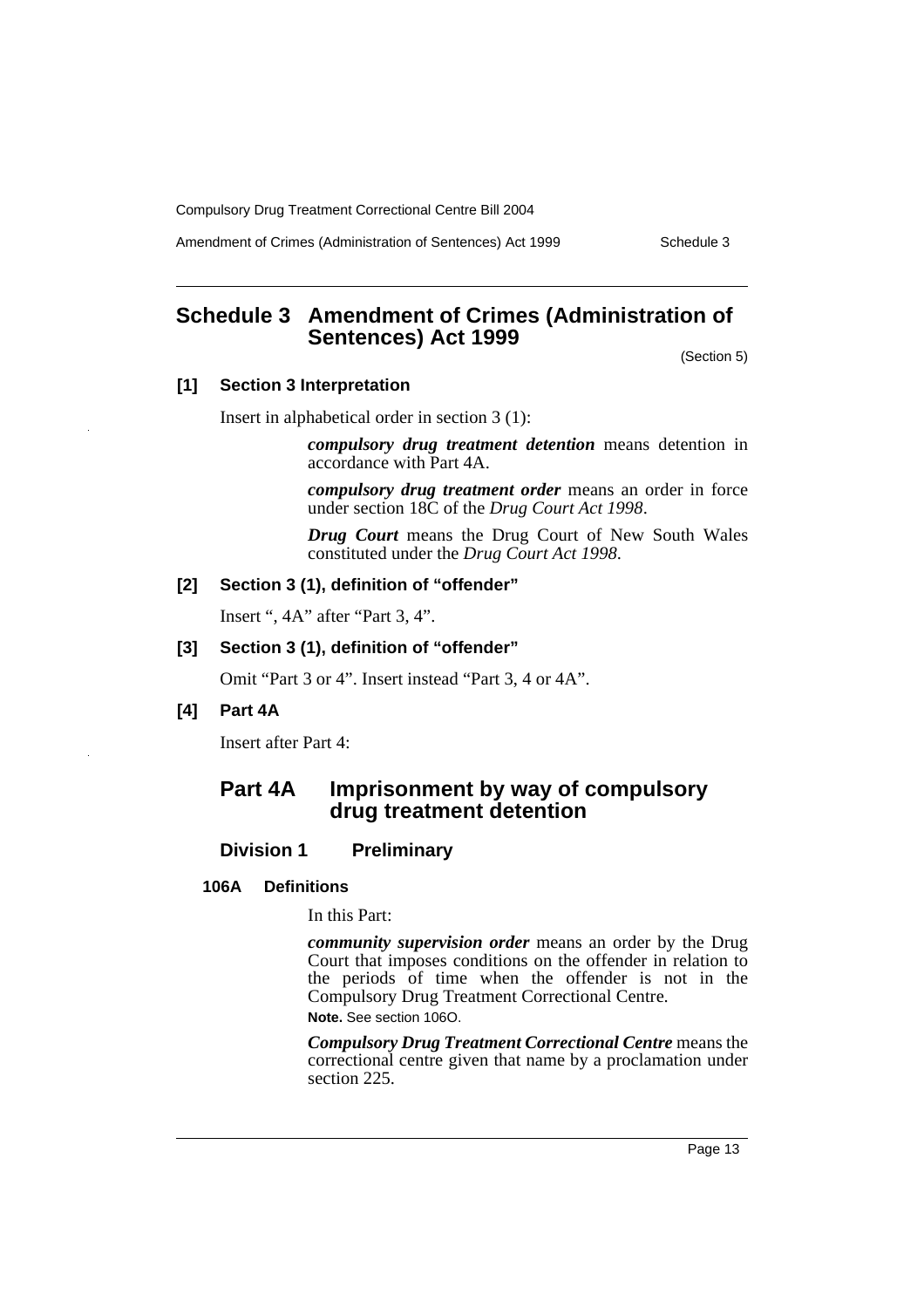# Schedule 3 Amendment of Crimes (Administration of Sentences) Act 1999

(Section 5)

### [1] Section 3 Interpretation

Insert in alphabetical order in section 3 (1):

> ***compulsory drug treatment detention*** means detention in accordance with Part 4A.
>
> ***compulsory drug treatment order*** means an order in force under section 18C of the *Drug Court Act 1998*.
>
> ***Drug Court*** means the Drug Court of New South Wales constituted under the *Drug Court Act 1998*.

### [2] Section 3 (1), definition of "offender"

Insert ", 4A" after "Part 3, 4".

### [3] Section 3 (1), definition of "offender"

Omit "Part 3 or 4". Insert instead "Part 3, 4 or 4A".

### [4] Part 4A

Insert after Part 4:

## Part 4A Imprisonment by way of compulsory drug treatment detention

### Division 1 Preliminary

#### 106A Definitions

In this Part:

***community supervision order*** means an order by the Drug Court that imposes conditions on the offender in relation to the periods of time when the offender is not in the Compulsory Drug Treatment Correctional Centre.

**Note.** See section 106O.

***Compulsory Drug Treatment Correctional Centre*** means the correctional centre given that name by a proclamation under section 225.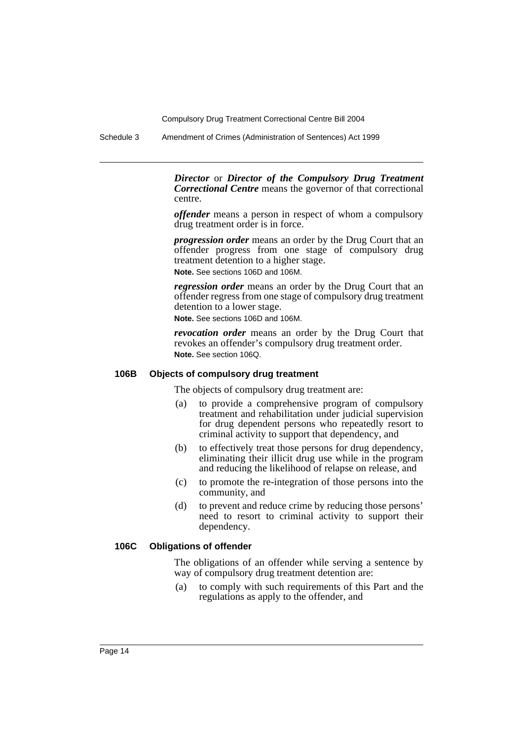***Director*** or ***Director of the Compulsory Drug Treatment Correctional Centre*** means the governor of that correctional centre.

***offender*** means a person in respect of whom a compulsory drug treatment order is in force.

***progression order*** means an order by the Drug Court that an offender progress from one stage of compulsory drug treatment detention to a higher stage.

**Note.** See sections 106D and 106M.

***regression order*** means an order by the Drug Court that an offender regress from one stage of compulsory drug treatment detention to a lower stage.

**Note.** See sections 106D and 106M.

***revocation order*** means an order by the Drug Court that revokes an offender's compulsory drug treatment order.

**Note.** See section 106Q.

#### 106B Objects of compulsory drug treatment

The objects of compulsory drug treatment are:

(a) to provide a comprehensive program of compulsory treatment and rehabilitation under judicial supervision for drug dependent persons who repeatedly resort to criminal activity to support that dependency, and

(b) to effectively treat those persons for drug dependency, eliminating their illicit drug use while in the program and reducing the likelihood of relapse on release, and

(c) to promote the re-integration of those persons into the community, and

(d) to prevent and reduce crime by reducing those persons' need to resort to criminal activity to support their dependency.

#### 106C Obligations of offender

The obligations of an offender while serving a sentence by way of compulsory drug treatment detention are:

(a) to comply with such requirements of this Part and the regulations as apply to the offender, and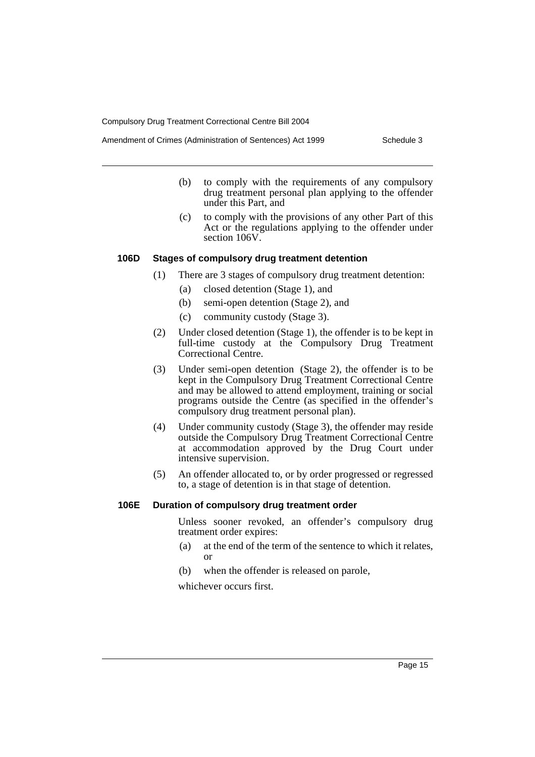(b) to comply with the requirements of any compulsory drug treatment personal plan applying to the offender under this Part, and

(c) to comply with the provisions of any other Part of this Act or the regulations applying to the offender under section 106V.

### 106D Stages of compulsory drug treatment detention

(1) There are 3 stages of compulsory drug treatment detention:

  (a) closed detention (Stage 1), and

  (b) semi-open detention (Stage 2), and

  (c) community custody (Stage 3).

(2) Under closed detention (Stage 1), the offender is to be kept in full-time custody at the Compulsory Drug Treatment Correctional Centre.

(3) Under semi-open detention (Stage 2), the offender is to be kept in the Compulsory Drug Treatment Correctional Centre and may be allowed to attend employment, training or social programs outside the Centre (as specified in the offender's compulsory drug treatment personal plan).

(4) Under community custody (Stage 3), the offender may reside outside the Compulsory Drug Treatment Correctional Centre at accommodation approved by the Drug Court under intensive supervision.

(5) An offender allocated to, or by order progressed or regressed to, a stage of detention is in that stage of detention.

### 106E Duration of compulsory drug treatment order

Unless sooner revoked, an offender's compulsory drug treatment order expires:

(a) at the end of the term of the sentence to which it relates, or

(b) when the offender is released on parole,

whichever occurs first.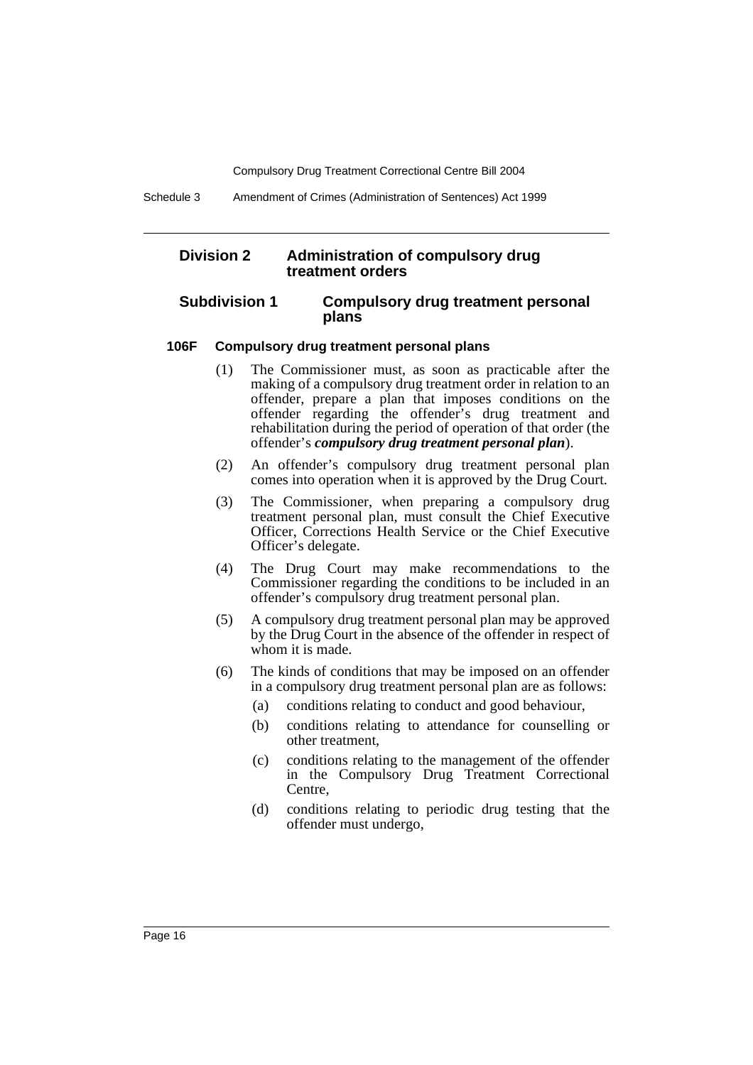## Division 2 Administration of compulsory drug treatment orders

### Subdivision 1 Compulsory drug treatment personal plans

#### 106F Compulsory drug treatment personal plans

(1) The Commissioner must, as soon as practicable after the making of a compulsory drug treatment order in relation to an offender, prepare a plan that imposes conditions on the offender regarding the offender's drug treatment and rehabilitation during the period of operation of that order (the offender's ***compulsory drug treatment personal plan***).

(2) An offender's compulsory drug treatment personal plan comes into operation when it is approved by the Drug Court.

(3) The Commissioner, when preparing a compulsory drug treatment personal plan, must consult the Chief Executive Officer, Corrections Health Service or the Chief Executive Officer's delegate.

(4) The Drug Court may make recommendations to the Commissioner regarding the conditions to be included in an offender's compulsory drug treatment personal plan.

(5) A compulsory drug treatment personal plan may be approved by the Drug Court in the absence of the offender in respect of whom it is made.

(6) The kinds of conditions that may be imposed on an offender in a compulsory drug treatment personal plan are as follows:

(a) conditions relating to conduct and good behaviour,

(b) conditions relating to attendance for counselling or other treatment,

(c) conditions relating to the management of the offender in the Compulsory Drug Treatment Correctional Centre,

(d) conditions relating to periodic drug testing that the offender must undergo,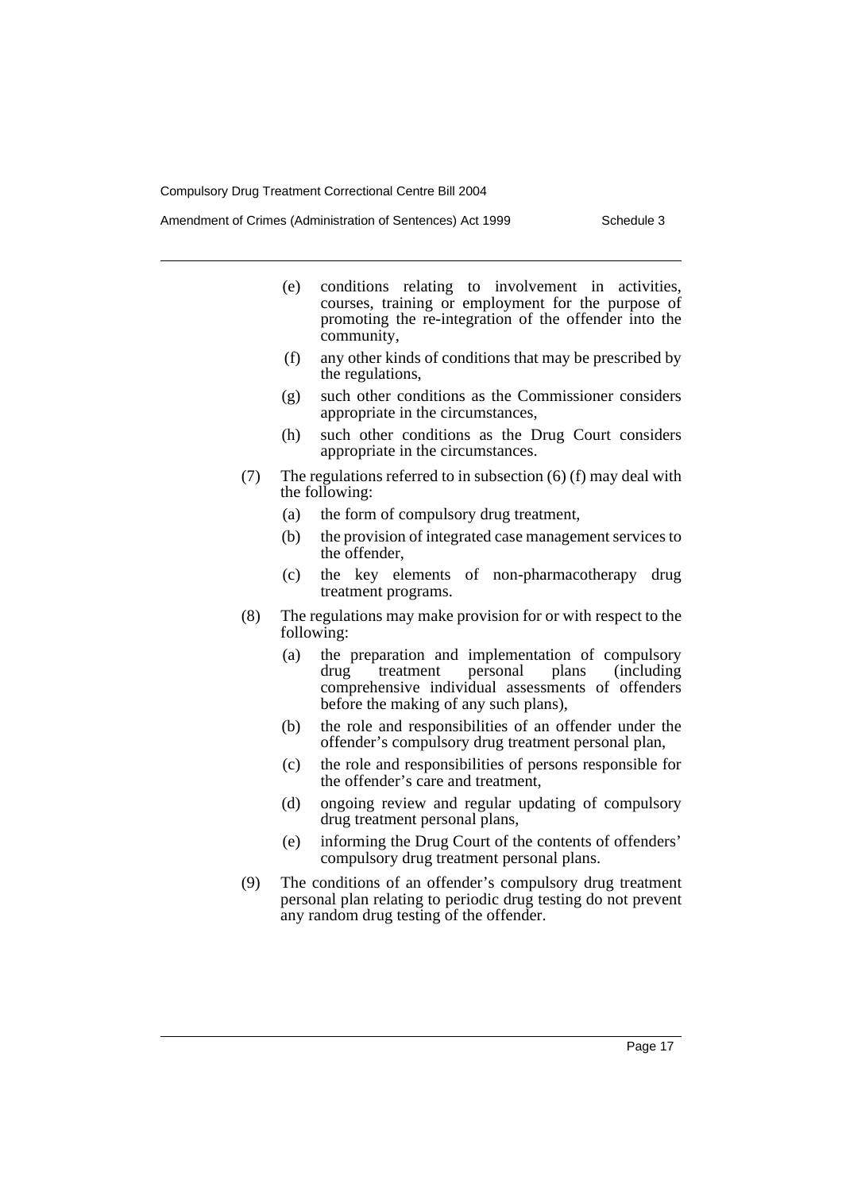(e) conditions relating to involvement in activities, courses, training or employment for the purpose of promoting the re-integration of the offender into the community,

(f) any other kinds of conditions that may be prescribed by the regulations,

(g) such other conditions as the Commissioner considers appropriate in the circumstances,

(h) such other conditions as the Drug Court considers appropriate in the circumstances.

(7) The regulations referred to in subsection (6) (f) may deal with the following:

(a) the form of compulsory drug treatment,

(b) the provision of integrated case management services to the offender,

(c) the key elements of non-pharmacotherapy drug treatment programs.

(8) The regulations may make provision for or with respect to the following:

(a) the preparation and implementation of compulsory drug treatment personal plans (including comprehensive individual assessments of offenders before the making of any such plans),

(b) the role and responsibilities of an offender under the offender's compulsory drug treatment personal plan,

(c) the role and responsibilities of persons responsible for the offender's care and treatment,

(d) ongoing review and regular updating of compulsory drug treatment personal plans,

(e) informing the Drug Court of the contents of offenders' compulsory drug treatment personal plans.

(9) The conditions of an offender's compulsory drug treatment personal plan relating to periodic drug testing do not prevent any random drug testing of the offender.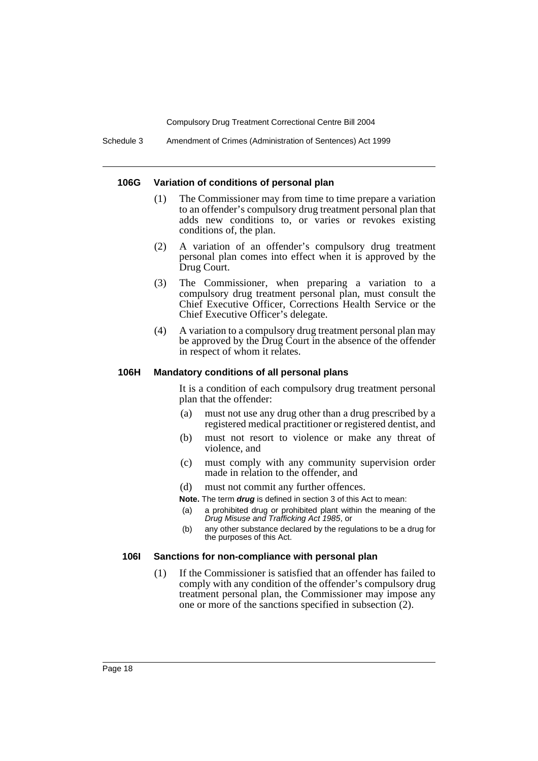#### 106G Variation of conditions of personal plan

(1) The Commissioner may from time to time prepare a variation to an offender's compulsory drug treatment personal plan that adds new conditions to, or varies or revokes existing conditions of, the plan.

(2) A variation of an offender's compulsory drug treatment personal plan comes into effect when it is approved by the Drug Court.

(3) The Commissioner, when preparing a variation to a compulsory drug treatment personal plan, must consult the Chief Executive Officer, Corrections Health Service or the Chief Executive Officer's delegate.

(4) A variation to a compulsory drug treatment personal plan may be approved by the Drug Court in the absence of the offender in respect of whom it relates.

#### 106H Mandatory conditions of all personal plans

It is a condition of each compulsory drug treatment personal plan that the offender:

(a) must not use any drug other than a drug prescribed by a registered medical practitioner or registered dentist, and

(b) must not resort to violence or make any threat of violence, and

(c) must comply with any community supervision order made in relation to the offender, and

(d) must not commit any further offences.

**Note.** The term ***drug*** is defined in section 3 of this Act to mean:

(a) a prohibited drug or prohibited plant within the meaning of the *Drug Misuse and Trafficking Act 1985*, or

(b) any other substance declared by the regulations to be a drug for the purposes of this Act.

#### 106I Sanctions for non-compliance with personal plan

(1) If the Commissioner is satisfied that an offender has failed to comply with any condition of the offender's compulsory drug treatment personal plan, the Commissioner may impose any one or more of the sanctions specified in subsection (2).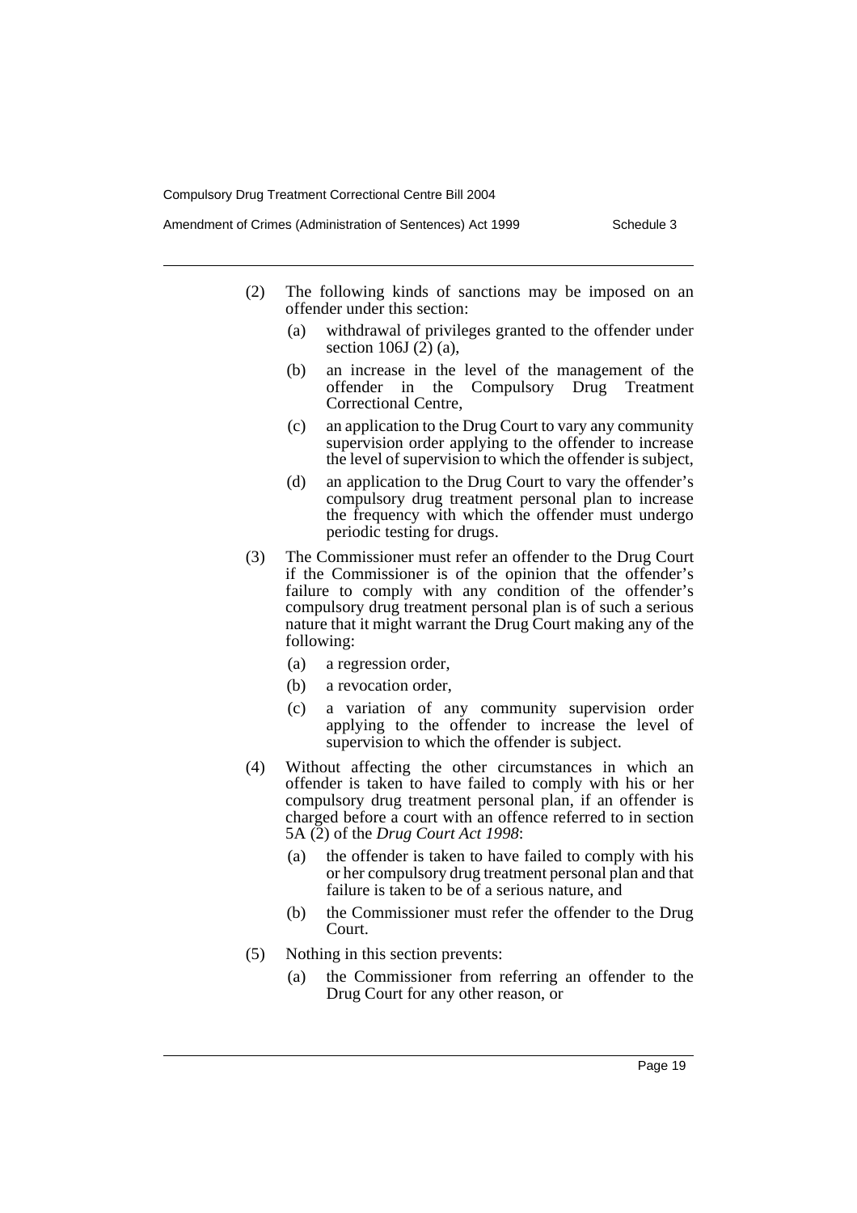(2) The following kinds of sanctions may be imposed on an offender under this section:

(a) withdrawal of privileges granted to the offender under section 106J (2) (a),

(b) an increase in the level of the management of the offender in the Compulsory Drug Treatment Correctional Centre,

(c) an application to the Drug Court to vary any community supervision order applying to the offender to increase the level of supervision to which the offender is subject,

(d) an application to the Drug Court to vary the offender's compulsory drug treatment personal plan to increase the frequency with which the offender must undergo periodic testing for drugs.

(3) The Commissioner must refer an offender to the Drug Court if the Commissioner is of the opinion that the offender's failure to comply with any condition of the offender's compulsory drug treatment personal plan is of such a serious nature that it might warrant the Drug Court making any of the following:

(a) a regression order,

(b) a revocation order,

(c) a variation of any community supervision order applying to the offender to increase the level of supervision to which the offender is subject.

(4) Without affecting the other circumstances in which an offender is taken to have failed to comply with his or her compulsory drug treatment personal plan, if an offender is charged before a court with an offence referred to in section 5A (2) of the *Drug Court Act 1998*:

(a) the offender is taken to have failed to comply with his or her compulsory drug treatment personal plan and that failure is taken to be of a serious nature, and

(b) the Commissioner must refer the offender to the Drug Court.

(5) Nothing in this section prevents:

(a) the Commissioner from referring an offender to the Drug Court for any other reason, or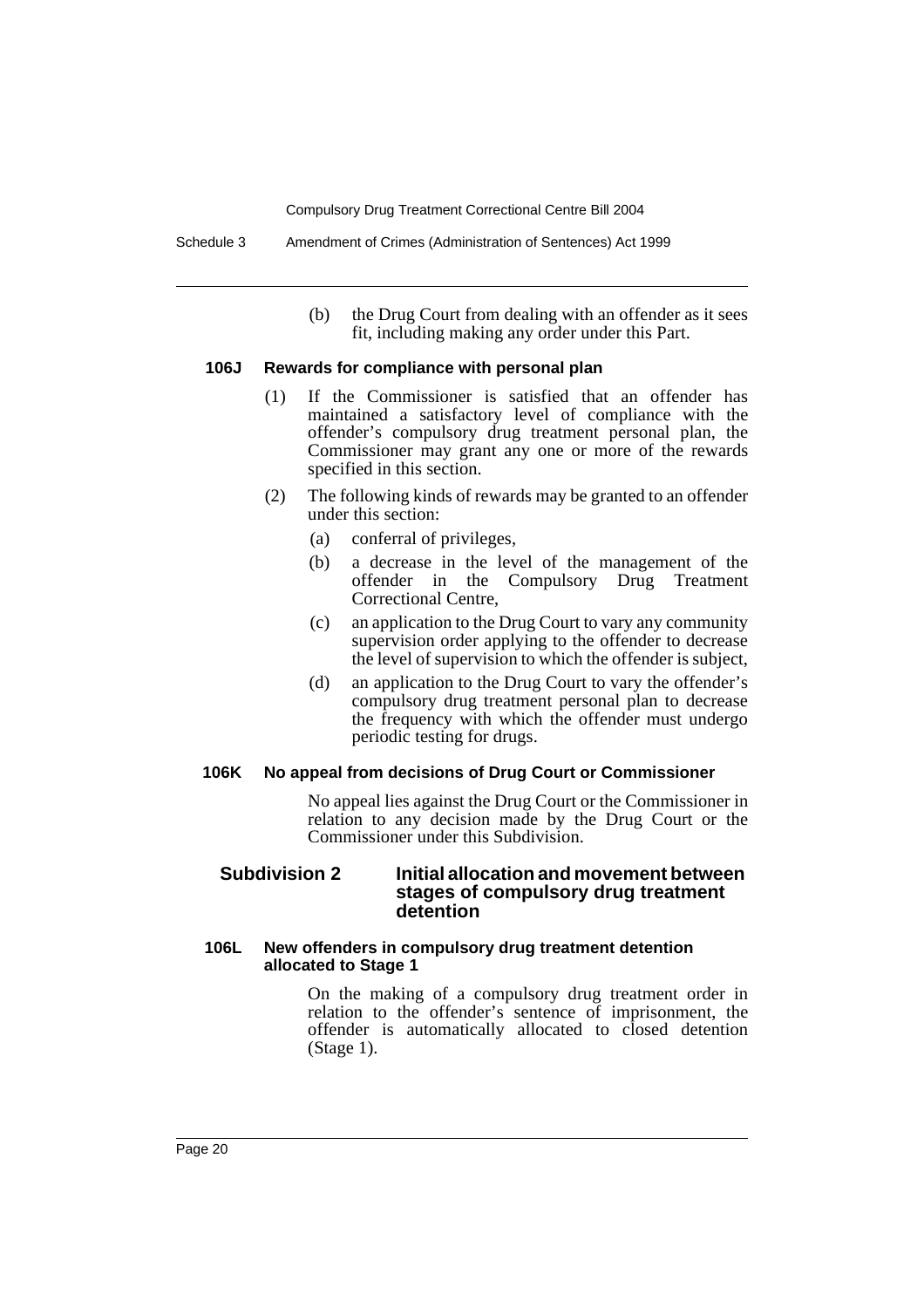(b) the Drug Court from dealing with an offender as it sees fit, including making any order under this Part.

#### 106J Rewards for compliance with personal plan

(1) If the Commissioner is satisfied that an offender has maintained a satisfactory level of compliance with the offender's compulsory drug treatment personal plan, the Commissioner may grant any one or more of the rewards specified in this section.

(2) The following kinds of rewards may be granted to an offender under this section:

(a) conferral of privileges,

(b) a decrease in the level of the management of the offender in the Compulsory Drug Treatment Correctional Centre,

(c) an application to the Drug Court to vary any community supervision order applying to the offender to decrease the level of supervision to which the offender is subject,

(d) an application to the Drug Court to vary the offender's compulsory drug treatment personal plan to decrease the frequency with which the offender must undergo periodic testing for drugs.

#### 106K No appeal from decisions of Drug Court or Commissioner

No appeal lies against the Drug Court or the Commissioner in relation to any decision made by the Drug Court or the Commissioner under this Subdivision.

### Subdivision 2 Initial allocation and movement between stages of compulsory drug treatment detention

#### 106L New offenders in compulsory drug treatment detention allocated to Stage 1

On the making of a compulsory drug treatment order in relation to the offender's sentence of imprisonment, the offender is automatically allocated to closed detention (Stage 1).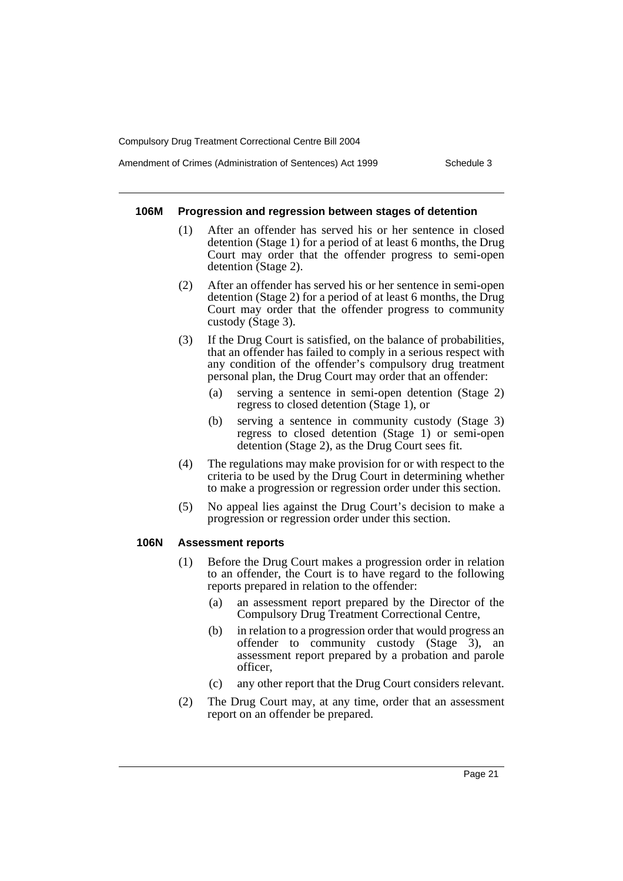#### 106M Progression and regression between stages of detention

(1) After an offender has served his or her sentence in closed detention (Stage 1) for a period of at least 6 months, the Drug Court may order that the offender progress to semi-open detention (Stage 2).

(2) After an offender has served his or her sentence in semi-open detention (Stage 2) for a period of at least 6 months, the Drug Court may order that the offender progress to community custody (Stage 3).

(3) If the Drug Court is satisfied, on the balance of probabilities, that an offender has failed to comply in a serious respect with any condition of the offender's compulsory drug treatment personal plan, the Drug Court may order that an offender:

- (a) serving a sentence in semi-open detention (Stage 2) regress to closed detention (Stage 1), or
- (b) serving a sentence in community custody (Stage 3) regress to closed detention (Stage 1) or semi-open detention (Stage 2), as the Drug Court sees fit.

(4) The regulations may make provision for or with respect to the criteria to be used by the Drug Court in determining whether to make a progression or regression order under this section.

(5) No appeal lies against the Drug Court's decision to make a progression or regression order under this section.

#### 106N Assessment reports

(1) Before the Drug Court makes a progression order in relation to an offender, the Court is to have regard to the following reports prepared in relation to the offender:

- (a) an assessment report prepared by the Director of the Compulsory Drug Treatment Correctional Centre,
- (b) in relation to a progression order that would progress an offender to community custody (Stage 3), an assessment report prepared by a probation and parole officer,
- (c) any other report that the Drug Court considers relevant.

(2) The Drug Court may, at any time, order that an assessment report on an offender be prepared.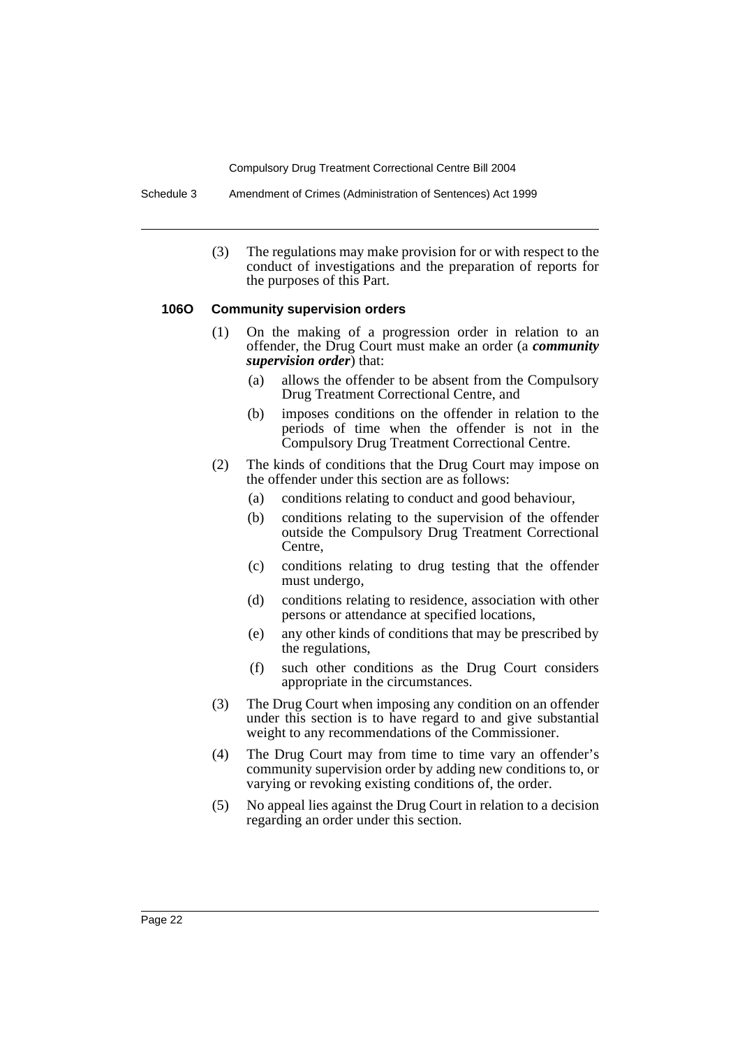(3) The regulations may make provision for or with respect to the conduct of investigations and the preparation of reports for the purposes of this Part.

### 106O Community supervision orders

(1) On the making of a progression order in relation to an offender, the Drug Court must make an order (a ***community supervision order***) that:

  (a) allows the offender to be absent from the Compulsory Drug Treatment Correctional Centre, and

  (b) imposes conditions on the offender in relation to the periods of time when the offender is not in the Compulsory Drug Treatment Correctional Centre.

(2) The kinds of conditions that the Drug Court may impose on the offender under this section are as follows:

  (a) conditions relating to conduct and good behaviour,

  (b) conditions relating to the supervision of the offender outside the Compulsory Drug Treatment Correctional Centre,

  (c) conditions relating to drug testing that the offender must undergo,

  (d) conditions relating to residence, association with other persons or attendance at specified locations,

  (e) any other kinds of conditions that may be prescribed by the regulations,

  (f) such other conditions as the Drug Court considers appropriate in the circumstances.

(3) The Drug Court when imposing any condition on an offender under this section is to have regard to and give substantial weight to any recommendations of the Commissioner.

(4) The Drug Court may from time to time vary an offender's community supervision order by adding new conditions to, or varying or revoking existing conditions of, the order.

(5) No appeal lies against the Drug Court in relation to a decision regarding an order under this section.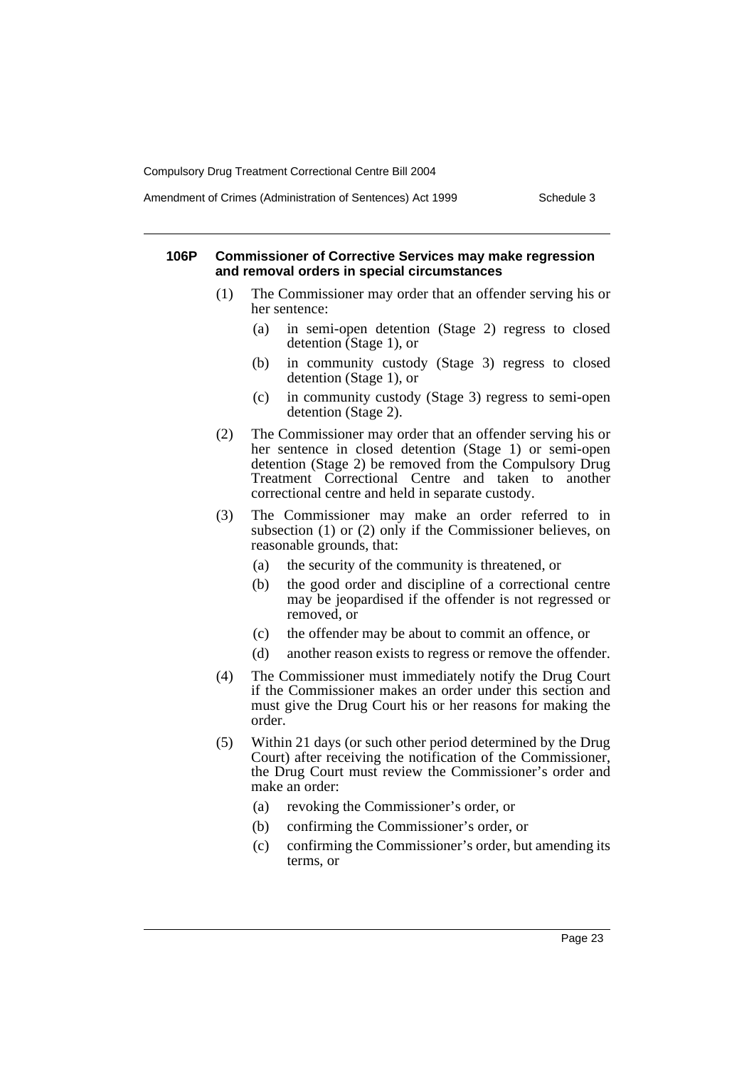#### 106P Commissioner of Corrective Services may make regression and removal orders in special circumstances

(1) The Commissioner may order that an offender serving his or her sentence:

(a) in semi-open detention (Stage 2) regress to closed detention (Stage 1), or

(b) in community custody (Stage 3) regress to closed detention (Stage 1), or

(c) in community custody (Stage 3) regress to semi-open detention (Stage 2).

(2) The Commissioner may order that an offender serving his or her sentence in closed detention (Stage 1) or semi-open detention (Stage 2) be removed from the Compulsory Drug Treatment Correctional Centre and taken to another correctional centre and held in separate custody.

(3) The Commissioner may make an order referred to in subsection (1) or (2) only if the Commissioner believes, on reasonable grounds, that:

(a) the security of the community is threatened, or

(b) the good order and discipline of a correctional centre may be jeopardised if the offender is not regressed or removed, or

(c) the offender may be about to commit an offence, or

(d) another reason exists to regress or remove the offender.

(4) The Commissioner must immediately notify the Drug Court if the Commissioner makes an order under this section and must give the Drug Court his or her reasons for making the order.

(5) Within 21 days (or such other period determined by the Drug Court) after receiving the notification of the Commissioner, the Drug Court must review the Commissioner's order and make an order:

(a) revoking the Commissioner's order, or

(b) confirming the Commissioner's order, or

(c) confirming the Commissioner's order, but amending its terms, or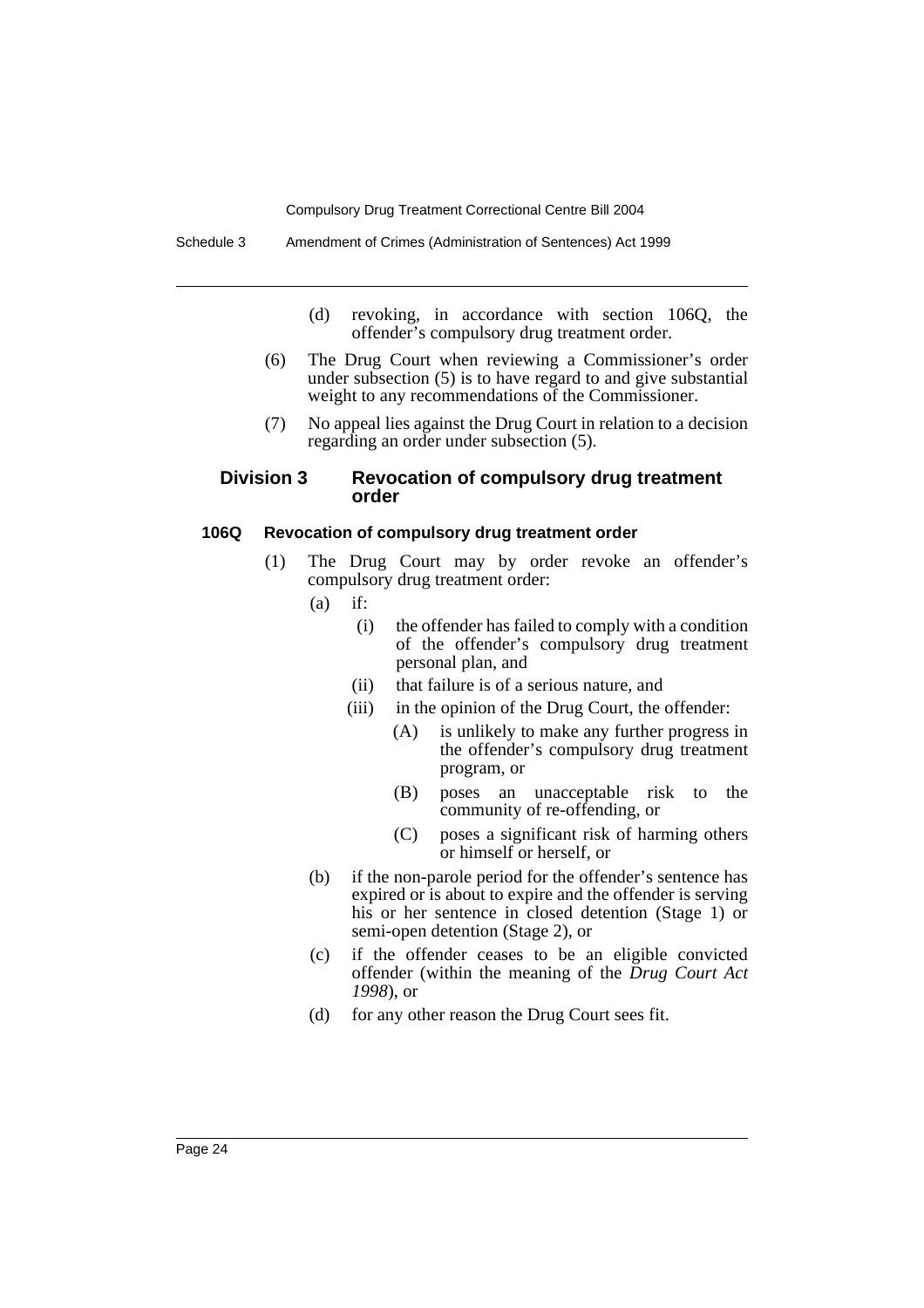(d) revoking, in accordance with section 106Q, the offender's compulsory drug treatment order.

(6) The Drug Court when reviewing a Commissioner's order under subsection (5) is to have regard to and give substantial weight to any recommendations of the Commissioner.

(7) No appeal lies against the Drug Court in relation to a decision regarding an order under subsection (5).

## Division 3 Revocation of compulsory drug treatment order

### 106Q Revocation of compulsory drug treatment order

(1) The Drug Court may by order revoke an offender's compulsory drug treatment order:

- (a) if:
  - (i) the offender has failed to comply with a condition of the offender's compulsory drug treatment personal plan, and
  - (ii) that failure is of a serious nature, and
  - (iii) in the opinion of the Drug Court, the offender:
    - (A) is unlikely to make any further progress in the offender's compulsory drug treatment program, or
    - (B) poses an unacceptable risk to the community of re-offending, or
    - (C) poses a significant risk of harming others or himself or herself, or
- (b) if the non-parole period for the offender's sentence has expired or is about to expire and the offender is serving his or her sentence in closed detention (Stage 1) or semi-open detention (Stage 2), or
- (c) if the offender ceases to be an eligible convicted offender (within the meaning of the *Drug Court Act 1998*), or
- (d) for any other reason the Drug Court sees fit.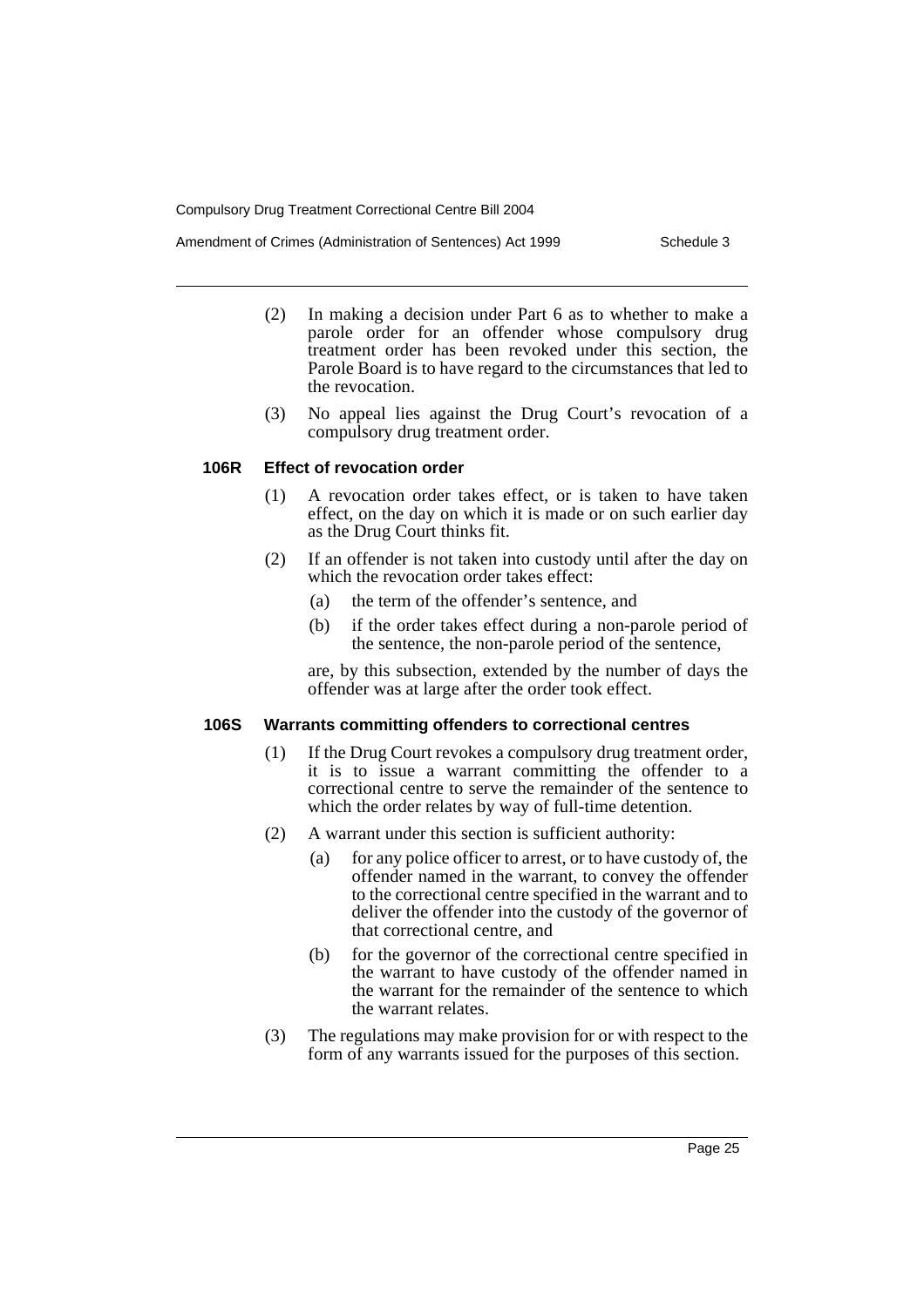(2) In making a decision under Part 6 as to whether to make a parole order for an offender whose compulsory drug treatment order has been revoked under this section, the Parole Board is to have regard to the circumstances that led to the revocation.

(3) No appeal lies against the Drug Court's revocation of a compulsory drug treatment order.

### 106R Effect of revocation order

(1) A revocation order takes effect, or is taken to have taken effect, on the day on which it is made or on such earlier day as the Drug Court thinks fit.

(2) If an offender is not taken into custody until after the day on which the revocation order takes effect:

- (a) the term of the offender's sentence, and
- (b) if the order takes effect during a non-parole period of the sentence, the non-parole period of the sentence,

are, by this subsection, extended by the number of days the offender was at large after the order took effect.

### 106S Warrants committing offenders to correctional centres

(1) If the Drug Court revokes a compulsory drug treatment order, it is to issue a warrant committing the offender to a correctional centre to serve the remainder of the sentence to which the order relates by way of full-time detention.

(2) A warrant under this section is sufficient authority:

- (a) for any police officer to arrest, or to have custody of, the offender named in the warrant, to convey the offender to the correctional centre specified in the warrant and to deliver the offender into the custody of the governor of that correctional centre, and
- (b) for the governor of the correctional centre specified in the warrant to have custody of the offender named in the warrant for the remainder of the sentence to which the warrant relates.

(3) The regulations may make provision for or with respect to the form of any warrants issued for the purposes of this section.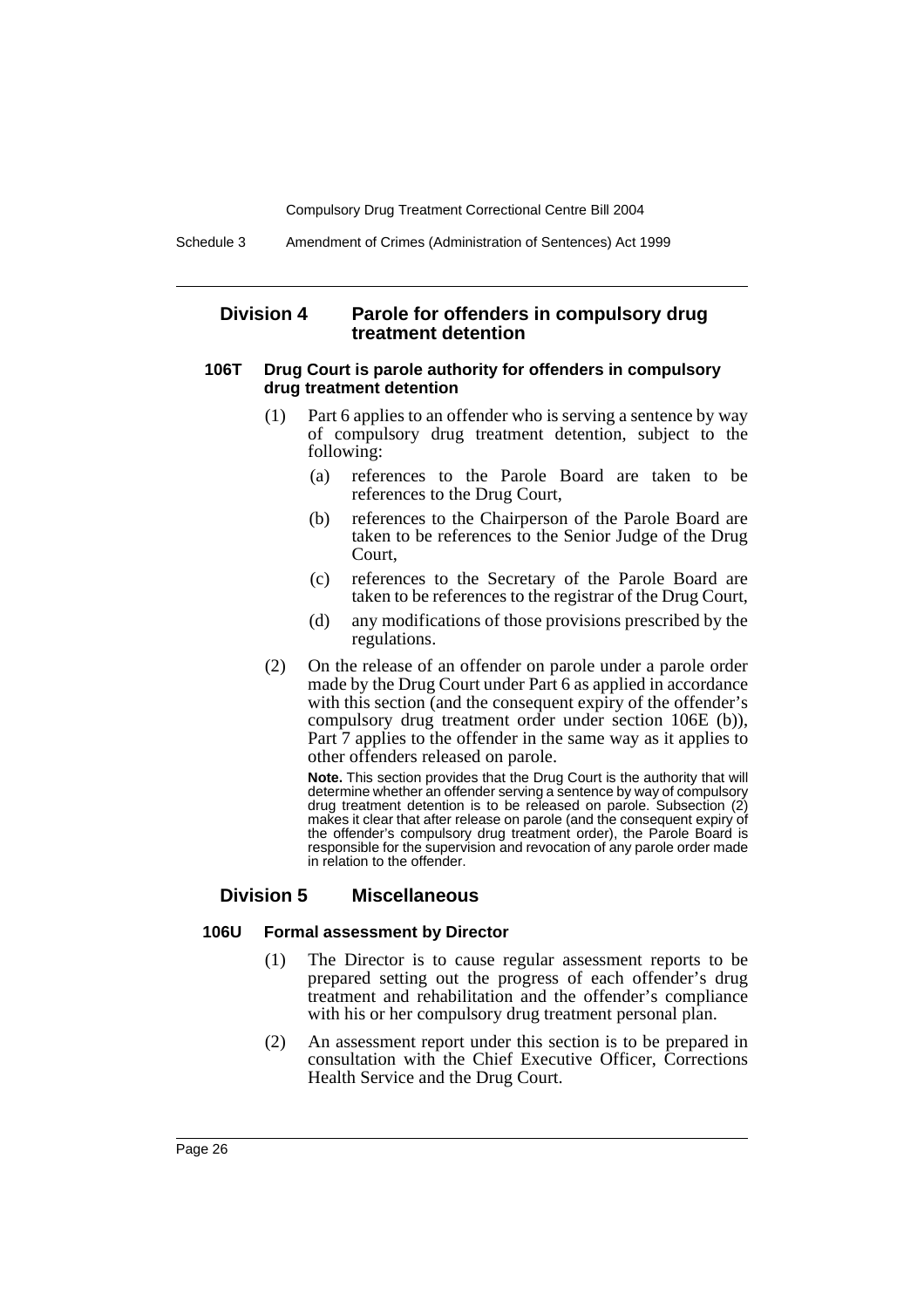## Division 4 Parole for offenders in compulsory drug treatment detention

### 106T Drug Court is parole authority for offenders in compulsory drug treatment detention

(1) Part 6 applies to an offender who is serving a sentence by way of compulsory drug treatment detention, subject to the following:

- (a) references to the Parole Board are taken to be references to the Drug Court,
- (b) references to the Chairperson of the Parole Board are taken to be references to the Senior Judge of the Drug Court,
- (c) references to the Secretary of the Parole Board are taken to be references to the registrar of the Drug Court,
- (d) any modifications of those provisions prescribed by the regulations.

(2) On the release of an offender on parole under a parole order made by the Drug Court under Part 6 as applied in accordance with this section (and the consequent expiry of the offender's compulsory drug treatment order under section 106E (b)), Part 7 applies to the offender in the same way as it applies to other offenders released on parole.

**Note.** This section provides that the Drug Court is the authority that will determine whether an offender serving a sentence by way of compulsory drug treatment detention is to be released on parole. Subsection (2) makes it clear that after release on parole (and the consequent expiry of the offender's compulsory drug treatment order), the Parole Board is responsible for the supervision and revocation of any parole order made in relation to the offender.

## Division 5 Miscellaneous

### 106U Formal assessment by Director

(1) The Director is to cause regular assessment reports to be prepared setting out the progress of each offender's drug treatment and rehabilitation and the offender's compliance with his or her compulsory drug treatment personal plan.

(2) An assessment report under this section is to be prepared in consultation with the Chief Executive Officer, Corrections Health Service and the Drug Court.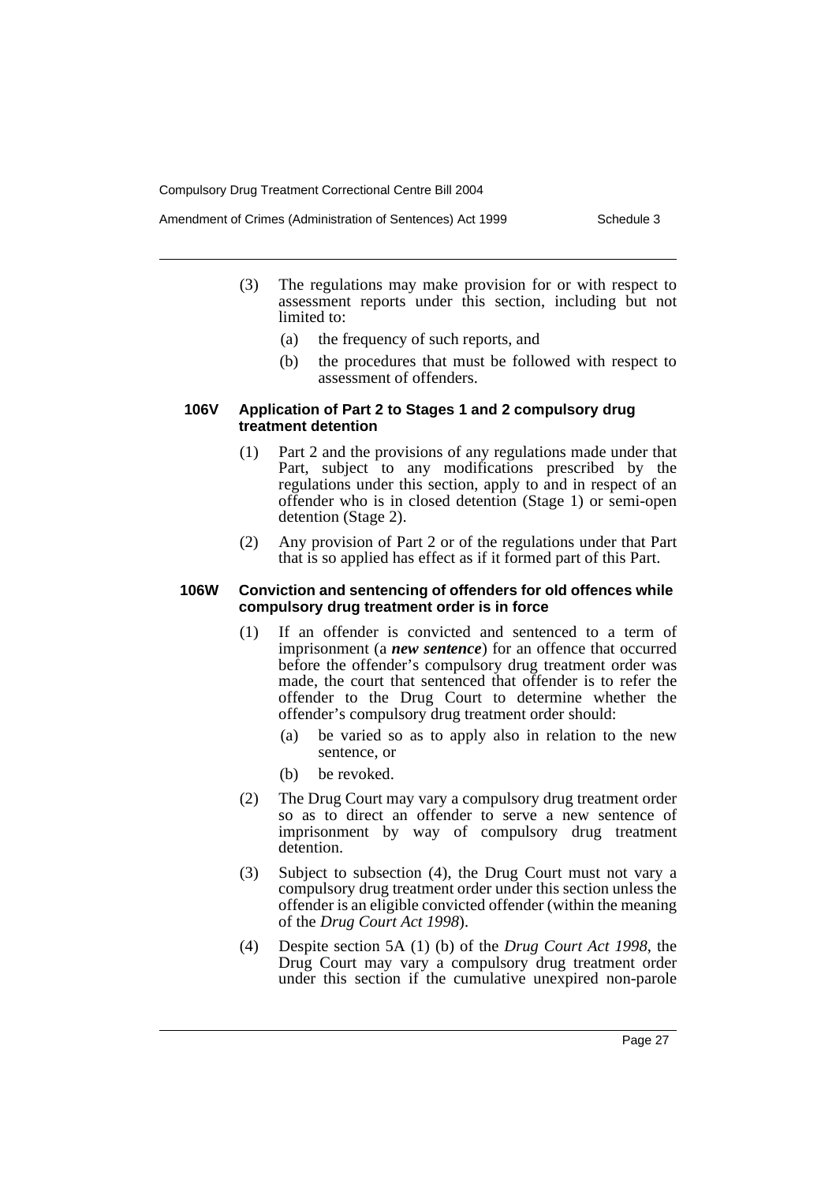(3) The regulations may make provision for or with respect to assessment reports under this section, including but not limited to:

- (a) the frequency of such reports, and
- (b) the procedures that must be followed with respect to assessment of offenders.

#### 106V Application of Part 2 to Stages 1 and 2 compulsory drug treatment detention

(1) Part 2 and the provisions of any regulations made under that Part, subject to any modifications prescribed by the regulations under this section, apply to and in respect of an offender who is in closed detention (Stage 1) or semi-open detention (Stage 2).

(2) Any provision of Part 2 or of the regulations under that Part that is so applied has effect as if it formed part of this Part.

#### 106W Conviction and sentencing of offenders for old offences while compulsory drug treatment order is in force

(1) If an offender is convicted and sentenced to a term of imprisonment (a ***new sentence***) for an offence that occurred before the offender's compulsory drug treatment order was made, the court that sentenced that offender is to refer the offender to the Drug Court to determine whether the offender's compulsory drug treatment order should:

- (a) be varied so as to apply also in relation to the new sentence, or
- (b) be revoked.

(2) The Drug Court may vary a compulsory drug treatment order so as to direct an offender to serve a new sentence of imprisonment by way of compulsory drug treatment detention.

(3) Subject to subsection (4), the Drug Court must not vary a compulsory drug treatment order under this section unless the offender is an eligible convicted offender (within the meaning of the *Drug Court Act 1998*).

(4) Despite section 5A (1) (b) of the *Drug Court Act 1998*, the Drug Court may vary a compulsory drug treatment order under this section if the cumulative unexpired non-parole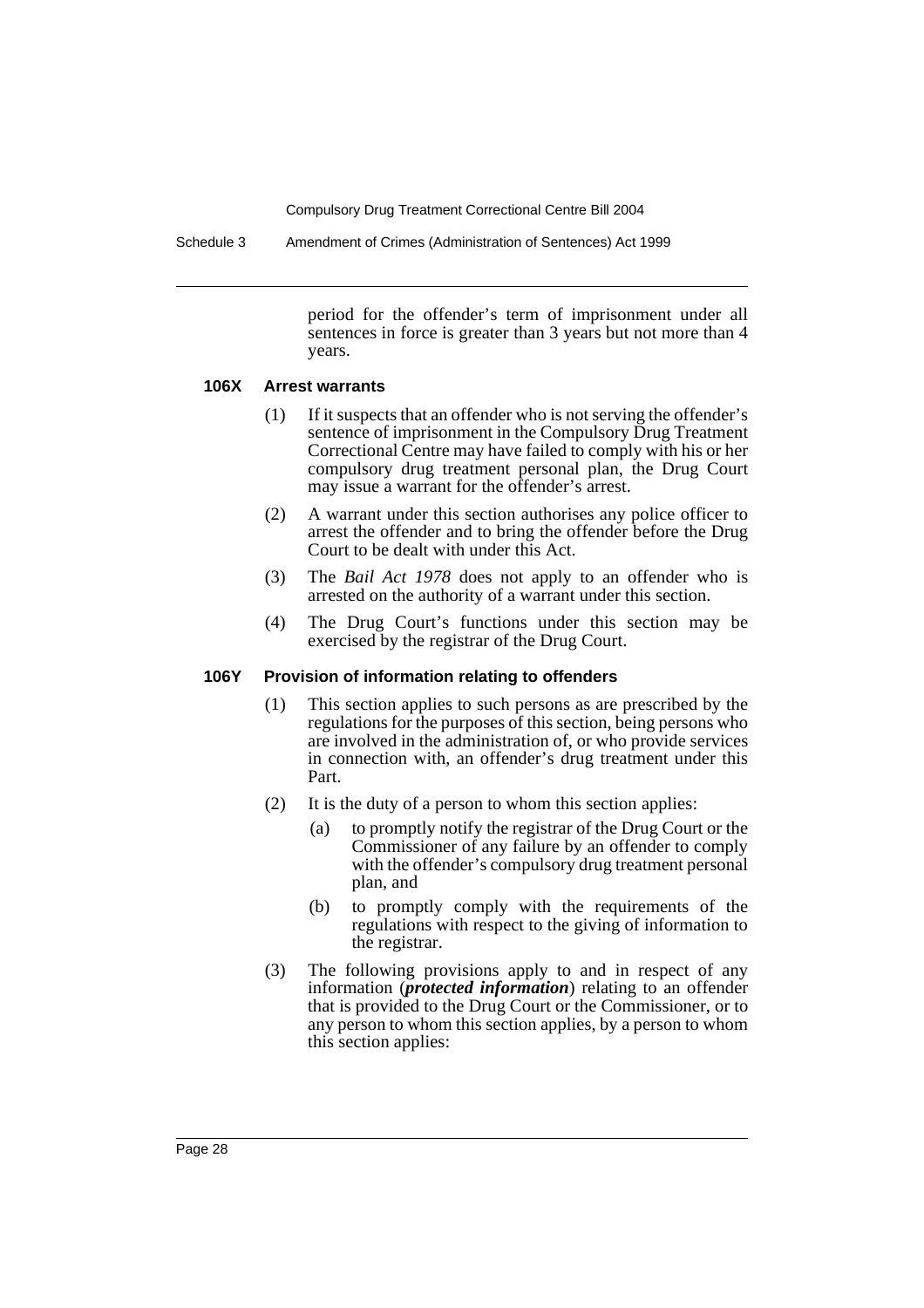period for the offender's term of imprisonment under all sentences in force is greater than 3 years but not more than 4 years.

#### 106X Arrest warrants

(1) If it suspects that an offender who is not serving the offender's sentence of imprisonment in the Compulsory Drug Treatment Correctional Centre may have failed to comply with his or her compulsory drug treatment personal plan, the Drug Court may issue a warrant for the offender's arrest.

(2) A warrant under this section authorises any police officer to arrest the offender and to bring the offender before the Drug Court to be dealt with under this Act.

(3) The *Bail Act 1978* does not apply to an offender who is arrested on the authority of a warrant under this section.

(4) The Drug Court's functions under this section may be exercised by the registrar of the Drug Court.

#### 106Y Provision of information relating to offenders

(1) This section applies to such persons as are prescribed by the regulations for the purposes of this section, being persons who are involved in the administration of, or who provide services in connection with, an offender's drug treatment under this Part.

(2) It is the duty of a person to whom this section applies:

(a) to promptly notify the registrar of the Drug Court or the Commissioner of any failure by an offender to comply with the offender's compulsory drug treatment personal plan, and

(b) to promptly comply with the requirements of the regulations with respect to the giving of information to the registrar.

(3) The following provisions apply to and in respect of any information (***protected information***) relating to an offender that is provided to the Drug Court or the Commissioner, or to any person to whom this section applies, by a person to whom this section applies: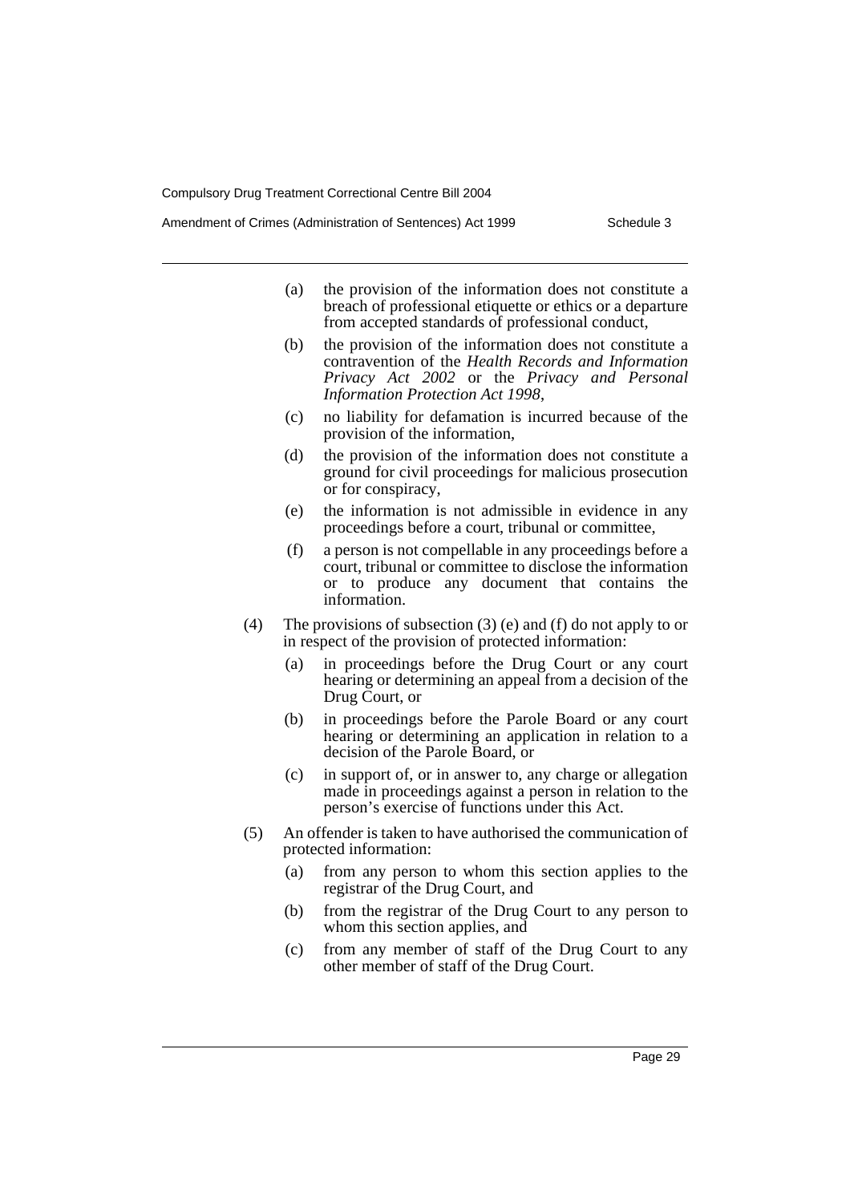(a) the provision of the information does not constitute a breach of professional etiquette or ethics or a departure from accepted standards of professional conduct,

(b) the provision of the information does not constitute a contravention of the *Health Records and Information Privacy Act 2002* or the *Privacy and Personal Information Protection Act 1998*,

(c) no liability for defamation is incurred because of the provision of the information,

(d) the provision of the information does not constitute a ground for civil proceedings for malicious prosecution or for conspiracy,

(e) the information is not admissible in evidence in any proceedings before a court, tribunal or committee,

(f) a person is not compellable in any proceedings before a court, tribunal or committee to disclose the information or to produce any document that contains the information.

(4) The provisions of subsection (3) (e) and (f) do not apply to or in respect of the provision of protected information:

(a) in proceedings before the Drug Court or any court hearing or determining an appeal from a decision of the Drug Court, or

(b) in proceedings before the Parole Board or any court hearing or determining an application in relation to a decision of the Parole Board, or

(c) in support of, or in answer to, any charge or allegation made in proceedings against a person in relation to the person's exercise of functions under this Act.

(5) An offender is taken to have authorised the communication of protected information:

(a) from any person to whom this section applies to the registrar of the Drug Court, and

(b) from the registrar of the Drug Court to any person to whom this section applies, and

(c) from any member of staff of the Drug Court to any other member of staff of the Drug Court.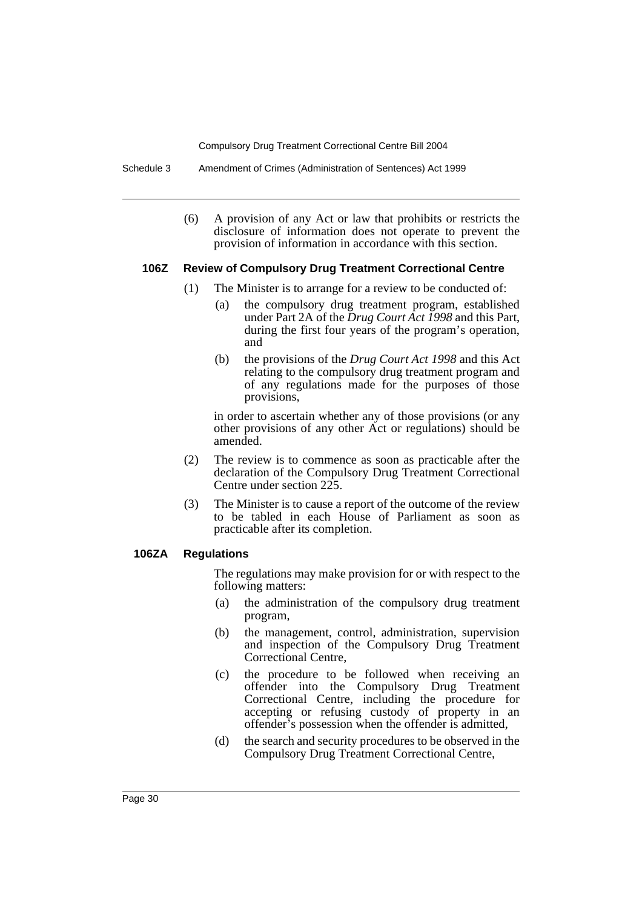(6) A provision of any Act or law that prohibits or restricts the disclosure of information does not operate to prevent the provision of information in accordance with this section.

**106Z Review of Compulsory Drug Treatment Correctional Centre**

(1) The Minister is to arrange for a review to be conducted of:

(a) the compulsory drug treatment program, established under Part 2A of the *Drug Court Act 1998* and this Part, during the first four years of the program's operation, and

(b) the provisions of the *Drug Court Act 1998* and this Act relating to the compulsory drug treatment program and of any regulations made for the purposes of those provisions,

in order to ascertain whether any of those provisions (or any other provisions of any other Act or regulations) should be amended.

(2) The review is to commence as soon as practicable after the declaration of the Compulsory Drug Treatment Correctional Centre under section 225.

(3) The Minister is to cause a report of the outcome of the review to be tabled in each House of Parliament as soon as practicable after its completion.

**106ZA Regulations**

The regulations may make provision for or with respect to the following matters:

(a) the administration of the compulsory drug treatment program,

(b) the management, control, administration, supervision and inspection of the Compulsory Drug Treatment Correctional Centre,

(c) the procedure to be followed when receiving an offender into the Compulsory Drug Treatment Correctional Centre, including the procedure for accepting or refusing custody of property in an offender's possession when the offender is admitted,

(d) the search and security procedures to be observed in the Compulsory Drug Treatment Correctional Centre,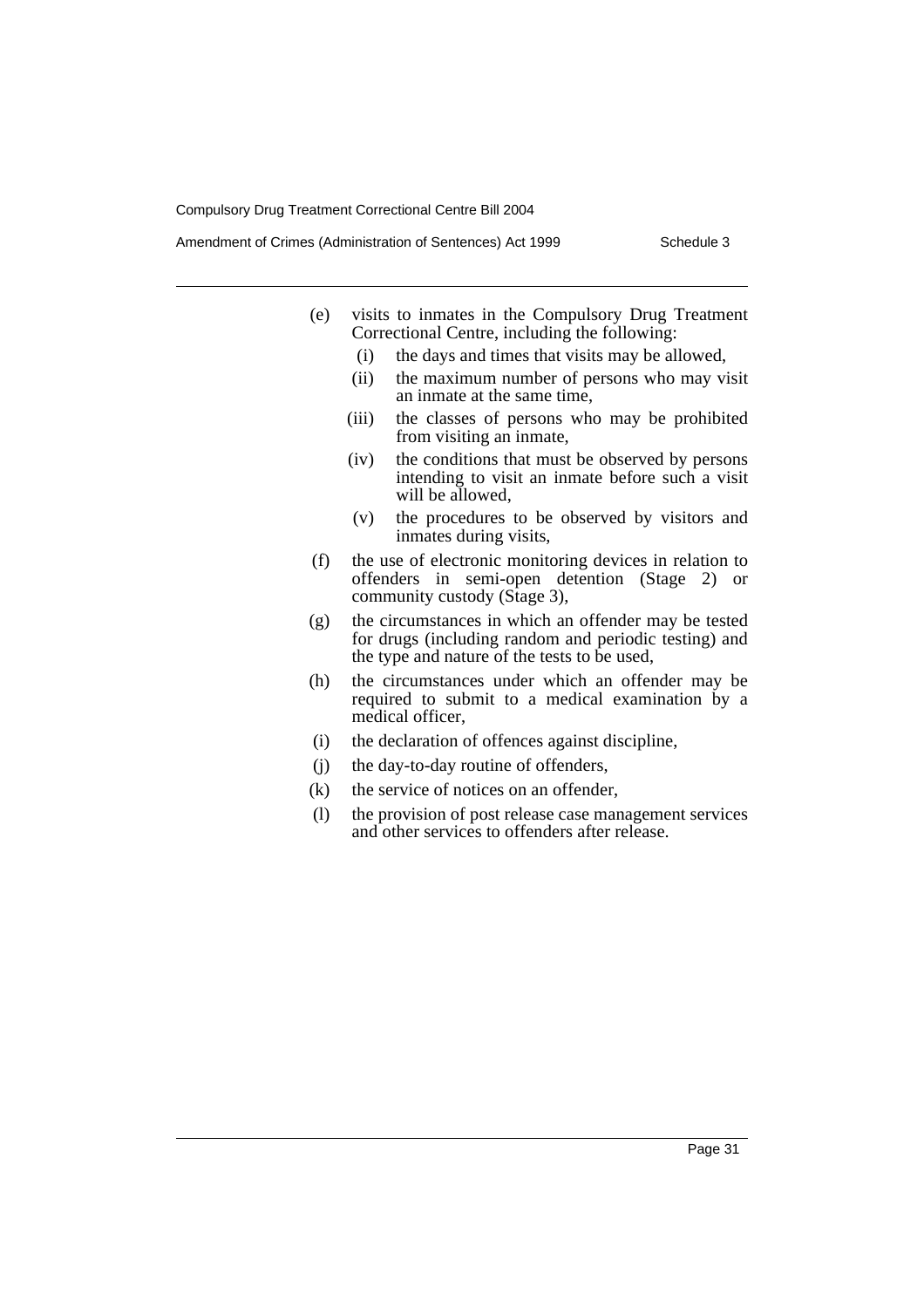(e) visits to inmates in the Compulsory Drug Treatment Correctional Centre, including the following:

  (i) the days and times that visits may be allowed,

  (ii) the maximum number of persons who may visit an inmate at the same time,

  (iii) the classes of persons who may be prohibited from visiting an inmate,

  (iv) the conditions that must be observed by persons intending to visit an inmate before such a visit will be allowed,

  (v) the procedures to be observed by visitors and inmates during visits,

(f) the use of electronic monitoring devices in relation to offenders in semi-open detention (Stage 2) or community custody (Stage 3),

(g) the circumstances in which an offender may be tested for drugs (including random and periodic testing) and the type and nature of the tests to be used,

(h) the circumstances under which an offender may be required to submit to a medical examination by a medical officer,

(i) the declaration of offences against discipline,

(j) the day-to-day routine of offenders,

(k) the service of notices on an offender,

(l) the provision of post release case management services and other services to offenders after release.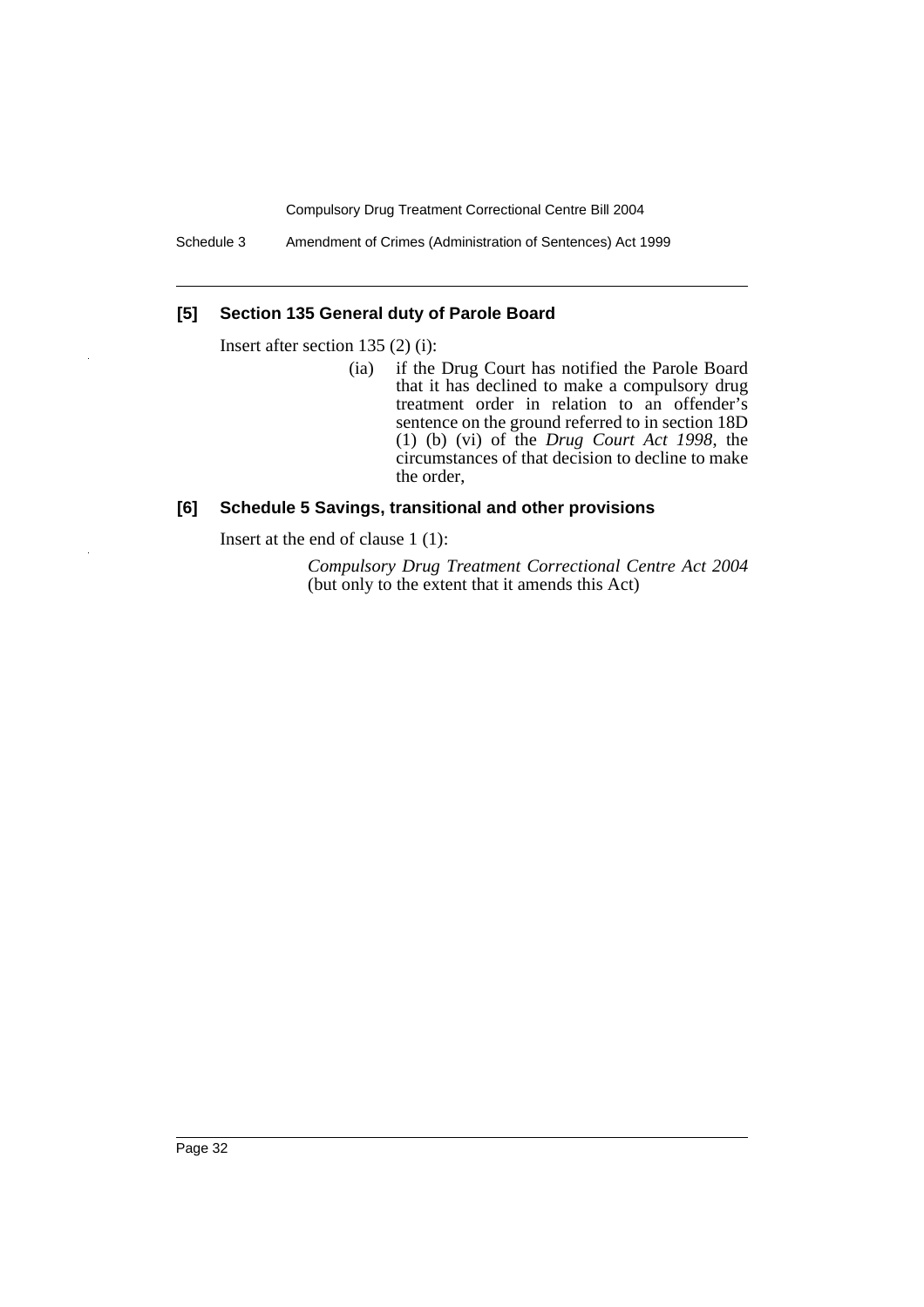### [5] Section 135 General duty of Parole Board

Insert after section 135 (2) (i):

> (ia) if the Drug Court has notified the Parole Board that it has declined to make a compulsory drug treatment order in relation to an offender's sentence on the ground referred to in section 18D (1) (b) (vi) of the *Drug Court Act 1998*, the circumstances of that decision to decline to make the order,

### [6] Schedule 5 Savings, transitional and other provisions

Insert at the end of clause 1 (1):

> *Compulsory Drug Treatment Correctional Centre Act 2004* (but only to the extent that it amends this Act)